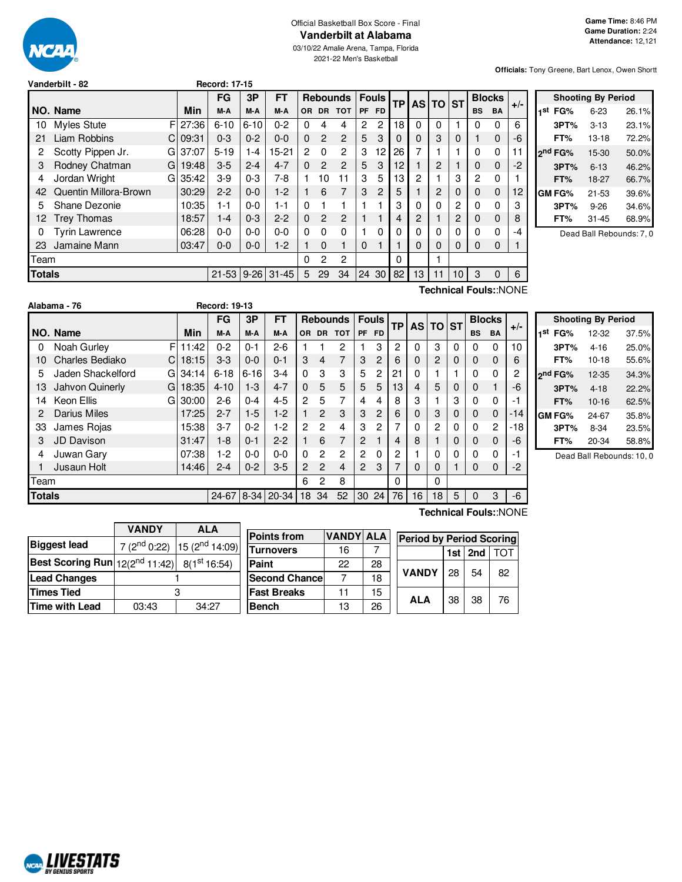Official Basketball Box Score - Final

# Vanderbilt at Alabama

03/10/22 Amalie Arena, Tampa, Florida

2021-22 Men's Basketball

**Game Time:** 8:46 PM
**Game Duration:** 2:24
**Attendance:** 12,121

**Officials:** Tony Greene, Bart Lenox, Owen Shortt

## Vanderbilt - 82 &nbsp;&nbsp; Record: 17-15

| NO. | Name | | Min | FG M-A | 3P M-A | FT M-A | OR | DR | TOT | PF | FD | TP | AS | TO | ST | BS | BA | +/- |
|---|---|---|---|---|---|---|---|---|---|---|---|---|---|---|---|---|---|---|
| 10 | Myles Stute | F | 27:36 | 6-10 | 6-10 | 0-2 | 0 | 4 | 4 | 2 | 2 | 18 | 0 | 0 | 1 | 0 | 0 | 6 |
| 21 | Liam Robbins | C | 09:31 | 0-3 | 0-2 | 0-0 | 0 | 2 | 2 | 5 | 3 | 0 | 0 | 3 | 0 | 1 | 0 | -6 |
| 2 | Scotty Pippen Jr. | G | 37:07 | 5-19 | 1-4 | 15-21 | 2 | 0 | 2 | 3 | 12 | 26 | 7 | 1 | 1 | 0 | 0 | 11 |
| 3 | Rodney Chatman | G | 19:48 | 3-5 | 2-4 | 4-7 | 0 | 2 | 2 | 5 | 3 | 12 | 1 | 2 | 1 | 0 | 0 | -2 |
| 4 | Jordan Wright | G | 35:42 | 3-9 | 0-3 | 7-8 | 1 | 10 | 11 | 3 | 5 | 13 | 2 | 1 | 3 | 2 | 0 | 1 |
| 42 | Quentin Millora-Brown | | 30:29 | 2-2 | 0-0 | 1-2 | 1 | 6 | 7 | 3 | 2 | 5 | 1 | 2 | 0 | 0 | 0 | 12 |
| 5 | Shane Dezonie | | 10:35 | 1-1 | 0-0 | 1-1 | 0 | 1 | 1 | 1 | 1 | 3 | 0 | 0 | 2 | 0 | 0 | 3 |
| 12 | Trey Thomas | | 18:57 | 1-4 | 0-3 | 2-2 | 0 | 2 | 2 | 1 | 1 | 4 | 2 | 1 | 2 | 0 | 0 | 8 |
| 0 | Tyrin Lawrence | | 06:28 | 0-0 | 0-0 | 0-0 | 0 | 0 | 0 | 1 | 0 | 0 | 0 | 0 | 0 | 0 | 0 | -4 |
| 23 | Jamaine Mann | | 03:47 | 0-0 | 0-0 | 1-2 | 1 | 0 | 1 | 0 | 1 | 1 | 0 | 0 | 0 | 0 | 0 | 1 |
| | Team | | | | | | 0 | 2 | 2 | | | 0 | | 1 | | | | |
| | **Totals** | | | 21-53 | 9-26 | 31-45 | 5 | 29 | 34 | 24 | 30 | 82 | 13 | 11 | 10 | 3 | 0 | 6 |

**Technical Fouls:**:NONE

| Shooting By Period | | |
|---|---|---|
| 1st FG% | 6-23 | 26.1% |
| 3PT% | 3-13 | 23.1% |
| FT% | 13-18 | 72.2% |
| 2nd FG% | 15-30 | 50.0% |
| 3PT% | 6-13 | 46.2% |
| FT% | 18-27 | 66.7% |
| GM FG% | 21-53 | 39.6% |
| 3PT% | 9-26 | 34.6% |
| FT% | 31-45 | 68.9% |

Dead Ball Rebounds: 7, 0

## Alabama - 76 &nbsp;&nbsp; Record: 19-13

| NO. | Name | | Min | FG M-A | 3P M-A | FT M-A | OR | DR | TOT | PF | FD | TP | AS | TO | ST | BS | BA | +/- |
|---|---|---|---|---|---|---|---|---|---|---|---|---|---|---|---|---|---|---|
| 0 | Noah Gurley | F | 11:42 | 0-2 | 0-1 | 2-6 | 1 | 1 | 2 | 1 | 3 | 2 | 0 | 3 | 0 | 0 | 0 | 10 |
| 10 | Charles Bediako | C | 18:15 | 3-3 | 0-0 | 0-1 | 3 | 4 | 7 | 3 | 2 | 6 | 0 | 2 | 0 | 0 | 0 | 6 |
| 5 | Jaden Shackelford | G | 34:14 | 6-18 | 6-16 | 3-4 | 0 | 3 | 3 | 5 | 2 | 21 | 0 | 1 | 1 | 0 | 0 | 2 |
| 13 | Jahvon Quinerly | G | 18:35 | 4-10 | 1-3 | 4-7 | 0 | 5 | 5 | 5 | 5 | 13 | 4 | 5 | 0 | 0 | 1 | -6 |
| 14 | Keon Ellis | G | 30:00 | 2-6 | 0-4 | 4-5 | 2 | 5 | 7 | 4 | 4 | 8 | 3 | 1 | 3 | 0 | 0 | -1 |
| 2 | Darius Miles | | 17:25 | 2-7 | 1-5 | 1-2 | 1 | 2 | 3 | 3 | 2 | 6 | 0 | 3 | 0 | 0 | 0 | -14 |
| 33 | James Rojas | | 15:38 | 3-7 | 0-2 | 1-2 | 2 | 2 | 4 | 3 | 2 | 7 | 0 | 2 | 0 | 0 | 2 | -18 |
| 3 | JD Davison | | 31:47 | 1-8 | 0-1 | 2-2 | 1 | 6 | 7 | 2 | 1 | 4 | 8 | 1 | 0 | 0 | 0 | -6 |
| 4 | Juwan Gary | | 07:38 | 1-2 | 0-0 | 0-0 | 0 | 2 | 2 | 2 | 0 | 2 | 1 | 0 | 0 | 0 | 0 | -1 |
| 1 | Jusaun Holt | | 14:46 | 2-4 | 0-2 | 3-5 | 2 | 2 | 4 | 2 | 3 | 7 | 0 | 0 | 1 | 0 | 0 | -2 |
| | Team | | | | | | 6 | 2 | 8 | | | 0 | | 0 | | | | |
| | **Totals** | | | 24-67 | 8-34 | 20-34 | 18 | 34 | 52 | 30 | 24 | 76 | 16 | 18 | 5 | 0 | 3 | -6 |

**Technical Fouls:**:NONE

| Shooting By Period | | |
|---|---|---|
| 1st FG% | 12-32 | 37.5% |
| 3PT% | 4-16 | 25.0% |
| FT% | 10-18 | 55.6% |
| 2nd FG% | 12-35 | 34.3% |
| 3PT% | 4-18 | 22.2% |
| FT% | 10-16 | 62.5% |
| GM FG% | 24-67 | 35.8% |
| 3PT% | 8-34 | 23.5% |
| FT% | 20-34 | 58.8% |

Dead Ball Rebounds: 10, 0

| | VANDY | ALA |
|---|---|---|
| Biggest lead | 7 (2nd 0:22) | 15 (2nd 14:09) |
| Best Scoring Run | 12(2nd 11:42) | 8(1st 16:54) |
| Lead Changes | 1 | |
| Times Tied | 3 | |
| Time with Lead | 03:43 | 34:27 |

| Points from | VANDY | ALA |
|---|---|---|
| Turnovers | 16 | 7 |
| Paint | 22 | 28 |
| Second Chance | 7 | 18 |
| Fast Breaks | 11 | 15 |
| Bench | 13 | 26 |

| Period by Period Scoring | 1st | 2nd | TOT |
|---|---|---|---|
| VANDY | 28 | 54 | 82 |
| ALA | 38 | 38 | 76 |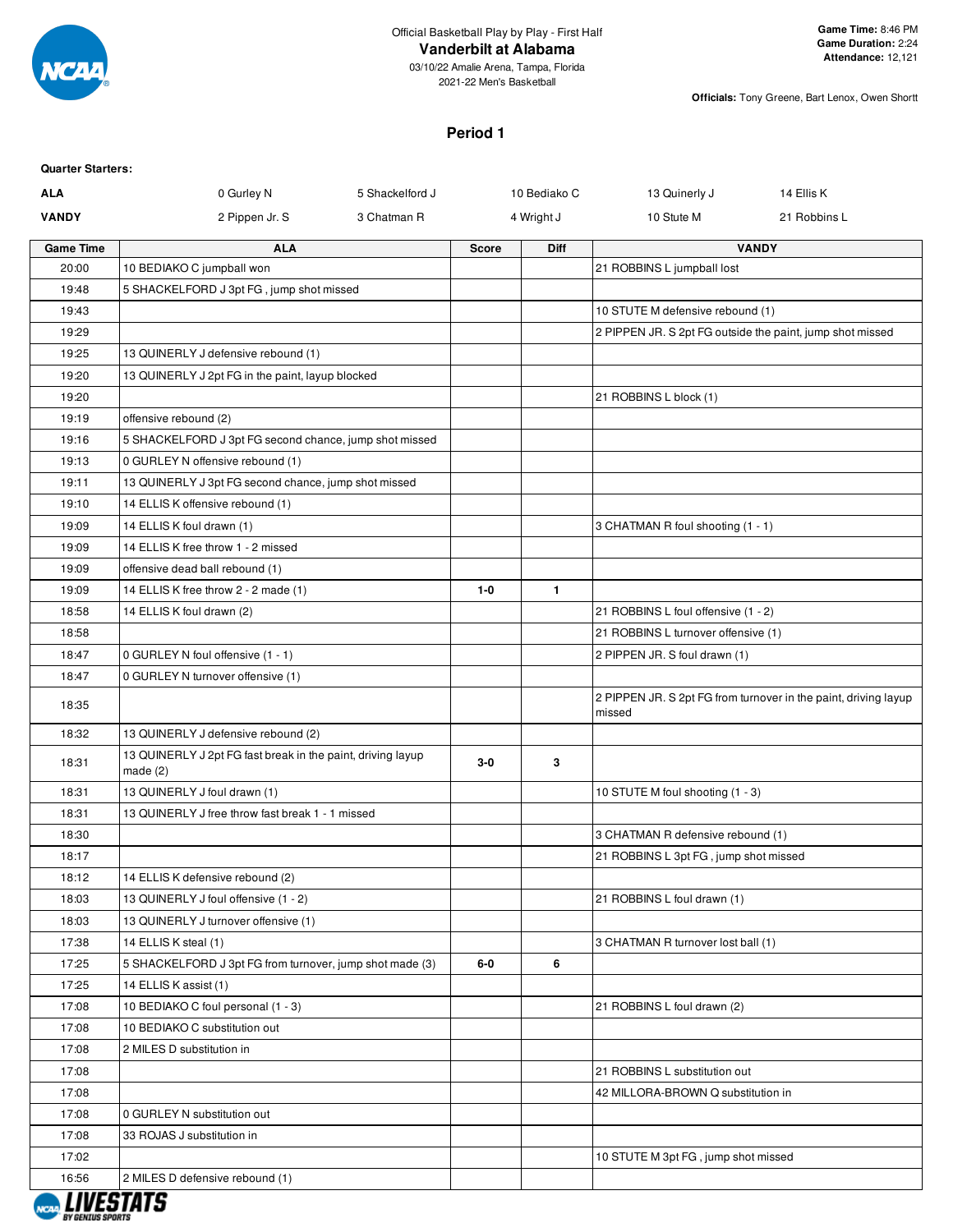Official Basketball Play by Play - First Half

# Vanderbilt at Alabama

03/10/22 Amalie Arena, Tampa, Florida
2021-22 Men's Basketball

**Game Time:** 8:46 PM
**Game Duration:** 2:24
**Attendance:** 12,121

**Officials:** Tony Greene, Bart Lenox, Owen Shortt

## Period 1

**Quarter Starters:**

| | | | | | |
|---|---|---|---|---|---|
| **ALA** | 0 Gurley N | 5 Shackelford J | 10 Bediako C | 13 Quinerly J | 14 Ellis K |
| **VANDY** | 2 Pippen Jr. S | 3 Chatman R | 4 Wright J | 10 Stute M | 21 Robbins L |

| Game Time | ALA | Score | Diff | VANDY |
|---|---|---|---|---|
| 20:00 | 10 BEDIAKO C jumpball won | | | 21 ROBBINS L jumpball lost |
| 19:48 | 5 SHACKELFORD J 3pt FG , jump shot missed | | | |
| 19:43 | | | | 10 STUTE M defensive rebound (1) |
| 19:29 | | | | 2 PIPPEN JR. S 2pt FG outside the paint, jump shot missed |
| 19:25 | 13 QUINERLY J defensive rebound (1) | | | |
| 19:20 | 13 QUINERLY J 2pt FG in the paint, layup blocked | | | |
| 19:20 | | | | 21 ROBBINS L block (1) |
| 19:19 | offensive rebound (2) | | | |
| 19:16 | 5 SHACKELFORD J 3pt FG second chance, jump shot missed | | | |
| 19:13 | 0 GURLEY N offensive rebound (1) | | | |
| 19:11 | 13 QUINERLY J 3pt FG second chance, jump shot missed | | | |
| 19:10 | 14 ELLIS K offensive rebound (1) | | | |
| 19:09 | 14 ELLIS K foul drawn (1) | | | 3 CHATMAN R foul shooting (1 - 1) |
| 19:09 | 14 ELLIS K free throw 1 - 2 missed | | | |
| 19:09 | offensive dead ball rebound (1) | | | |
| 19:09 | 14 ELLIS K free throw 2 - 2 made (1) | 1-0 | 1 | |
| 18:58 | 14 ELLIS K foul drawn (2) | | | 21 ROBBINS L foul offensive (1 - 2) |
| 18:58 | | | | 21 ROBBINS L turnover offensive (1) |
| 18:47 | 0 GURLEY N foul offensive (1 - 1) | | | 2 PIPPEN JR. S foul drawn (1) |
| 18:47 | 0 GURLEY N turnover offensive (1) | | | |
| 18:35 | | | | 2 PIPPEN JR. S 2pt FG from turnover in the paint, driving layup missed |
| 18:32 | 13 QUINERLY J defensive rebound (2) | | | |
| 18:31 | 13 QUINERLY J 2pt FG fast break in the paint, driving layup made (2) | 3-0 | 3 | |
| 18:31 | 13 QUINERLY J foul drawn (1) | | | 10 STUTE M foul shooting (1 - 3) |
| 18:31 | 13 QUINERLY J free throw fast break 1 - 1 missed | | | |
| 18:30 | | | | 3 CHATMAN R defensive rebound (1) |
| 18:17 | | | | 21 ROBBINS L 3pt FG , jump shot missed |
| 18:12 | 14 ELLIS K defensive rebound (2) | | | |
| 18:03 | 13 QUINERLY J foul offensive (1 - 2) | | | 21 ROBBINS L foul drawn (1) |
| 18:03 | 13 QUINERLY J turnover offensive (1) | | | |
| 17:38 | 14 ELLIS K steal (1) | | | 3 CHATMAN R turnover lost ball (1) |
| 17:25 | 5 SHACKELFORD J 3pt FG from turnover, jump shot made (3) | 6-0 | 6 | |
| 17:25 | 14 ELLIS K assist (1) | | | |
| 17:08 | 10 BEDIAKO C foul personal (1 - 3) | | | 21 ROBBINS L foul drawn (2) |
| 17:08 | 10 BEDIAKO C substitution out | | | |
| 17:08 | 2 MILES D substitution in | | | |
| 17:08 | | | | 21 ROBBINS L substitution out |
| 17:08 | | | | 42 MILLORA-BROWN Q substitution in |
| 17:08 | 0 GURLEY N substitution out | | | |
| 17:08 | 33 ROJAS J substitution in | | | |
| 17:02 | | | | 10 STUTE M 3pt FG , jump shot missed |
| 16:56 | 2 MILES D defensive rebound (1) | | | |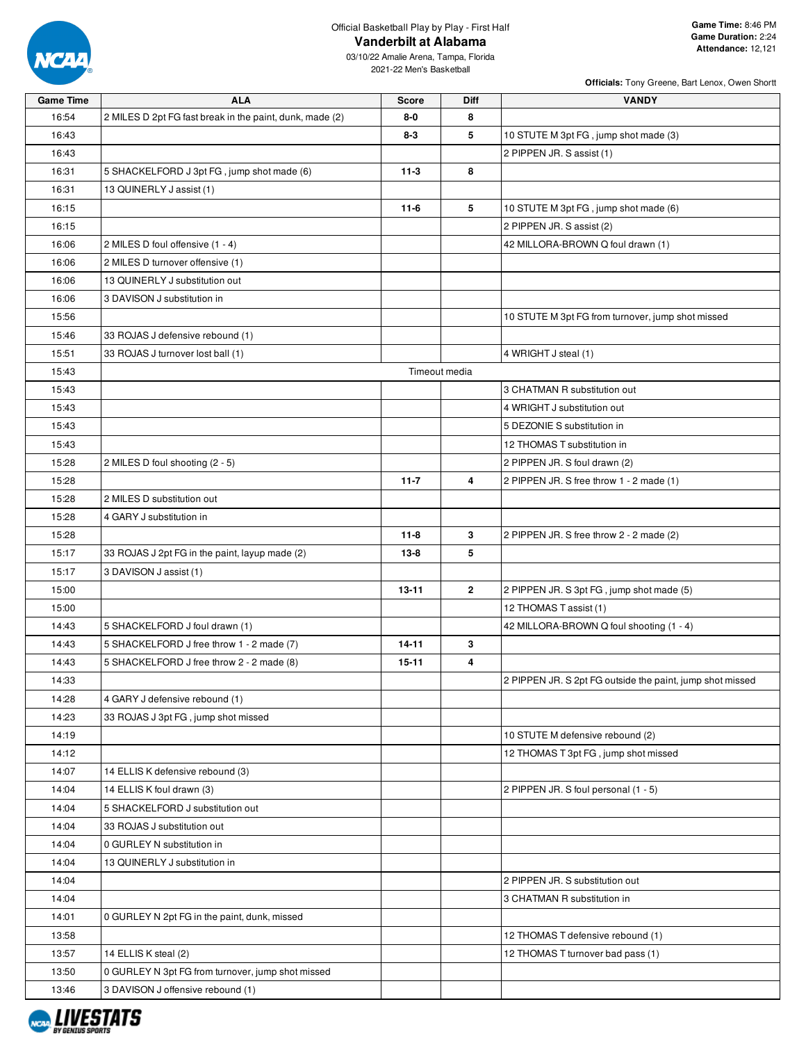Official Basketball Play by Play - First Half

# Vanderbilt at Alabama

03/10/22 Amalie Arena, Tampa, Florida
2021-22 Men's Basketball

**Game Time:** 8:46 PM
**Game Duration:** 2:24
**Attendance:** 12,121

**Officials:** Tony Greene, Bart Lenox, Owen Shortt

| Game Time | ALA | Score | Diff | VANDY |
|---|---|---|---|---|
| 16:54 | 2 MILES D 2pt FG fast break in the paint, dunk, made (2) | 8-0 | 8 | |
| 16:43 | | 8-3 | 5 | 10 STUTE M 3pt FG , jump shot made (3) |
| 16:43 | | | | 2 PIPPEN JR. S assist (1) |
| 16:31 | 5 SHACKELFORD J 3pt FG , jump shot made (6) | 11-3 | 8 | |
| 16:31 | 13 QUINERLY J assist (1) | | | |
| 16:15 | | 11-6 | 5 | 10 STUTE M 3pt FG , jump shot made (6) |
| 16:15 | | | | 2 PIPPEN JR. S assist (2) |
| 16:06 | 2 MILES D foul offensive (1 - 4) | | | 42 MILLORA-BROWN Q foul drawn (1) |
| 16:06 | 2 MILES D turnover offensive (1) | | | |
| 16:06 | 13 QUINERLY J substitution out | | | |
| 16:06 | 3 DAVISON J substitution in | | | |
| 15:56 | | | | 10 STUTE M 3pt FG from turnover, jump shot missed |
| 15:46 | 33 ROJAS J defensive rebound (1) | | | |
| 15:51 | 33 ROJAS J turnover lost ball (1) | | | 4 WRIGHT J steal (1) |
| 15:43 | Timeout media | | | |
| 15:43 | | | | 3 CHATMAN R substitution out |
| 15:43 | | | | 4 WRIGHT J substitution out |
| 15:43 | | | | 5 DEZONIE S substitution in |
| 15:43 | | | | 12 THOMAS T substitution in |
| 15:28 | 2 MILES D foul shooting (2 - 5) | | | 2 PIPPEN JR. S foul drawn (2) |
| 15:28 | | 11-7 | 4 | 2 PIPPEN JR. S free throw 1 - 2 made (1) |
| 15:28 | 2 MILES D substitution out | | | |
| 15:28 | 4 GARY J substitution in | | | |
| 15:28 | | 11-8 | 3 | 2 PIPPEN JR. S free throw 2 - 2 made (2) |
| 15:17 | 33 ROJAS J 2pt FG in the paint, layup made (2) | 13-8 | 5 | |
| 15:17 | 3 DAVISON J assist (1) | | | |
| 15:00 | | 13-11 | 2 | 2 PIPPEN JR. S 3pt FG , jump shot made (5) |
| 15:00 | | | | 12 THOMAS T assist (1) |
| 14:43 | 5 SHACKELFORD J foul drawn (1) | | | 42 MILLORA-BROWN Q foul shooting (1 - 4) |
| 14:43 | 5 SHACKELFORD J free throw 1 - 2 made (7) | 14-11 | 3 | |
| 14:43 | 5 SHACKELFORD J free throw 2 - 2 made (8) | 15-11 | 4 | |
| 14:33 | | | | 2 PIPPEN JR. S 2pt FG outside the paint, jump shot missed |
| 14:28 | 4 GARY J defensive rebound (1) | | | |
| 14:23 | 33 ROJAS J 3pt FG , jump shot missed | | | |
| 14:19 | | | | 10 STUTE M defensive rebound (2) |
| 14:12 | | | | 12 THOMAS T 3pt FG , jump shot missed |
| 14:07 | 14 ELLIS K defensive rebound (3) | | | |
| 14:04 | 14 ELLIS K foul drawn (3) | | | 2 PIPPEN JR. S foul personal (1 - 5) |
| 14:04 | 5 SHACKELFORD J substitution out | | | |
| 14:04 | 33 ROJAS J substitution out | | | |
| 14:04 | 0 GURLEY N substitution in | | | |
| 14:04 | 13 QUINERLY J substitution in | | | |
| 14:04 | | | | 2 PIPPEN JR. S substitution out |
| 14:04 | | | | 3 CHATMAN R substitution in |
| 14:01 | 0 GURLEY N 2pt FG in the paint, dunk, missed | | | |
| 13:58 | | | | 12 THOMAS T defensive rebound (1) |
| 13:57 | 14 ELLIS K steal (2) | | | 12 THOMAS T turnover bad pass (1) |
| 13:50 | 0 GURLEY N 3pt FG from turnover, jump shot missed | | | |
| 13:46 | 3 DAVISON J offensive rebound (1) | | | |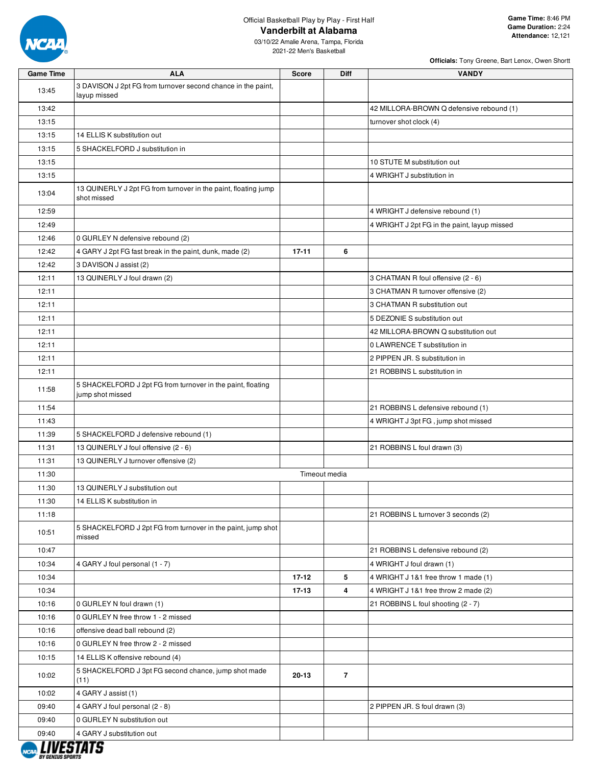Official Basketball Play by Play - First Half

# Vanderbilt at Alabama

03/10/22 Amalie Arena, Tampa, Florida
2021-22 Men's Basketball

**Game Time:** 8:46 PM
**Game Duration:** 2:24
**Attendance:** 12,121

**Officials:** Tony Greene, Bart Lenox, Owen Shortt

| Game Time | ALA | Score | Diff | VANDY |
|---|---|---|---|---|
| 13:45 | 3 DAVISON J 2pt FG from turnover second chance in the paint, layup missed | | | |
| 13:42 | | | | 42 MILLORA-BROWN Q defensive rebound (1) |
| 13:15 | | | | turnover shot clock (4) |
| 13:15 | 14 ELLIS K substitution out | | | |
| 13:15 | 5 SHACKELFORD J substitution in | | | |
| 13:15 | | | | 10 STUTE M substitution out |
| 13:15 | | | | 4 WRIGHT J substitution in |
| 13:04 | 13 QUINERLY J 2pt FG from turnover in the paint, floating jump shot missed | | | |
| 12:59 | | | | 4 WRIGHT J defensive rebound (1) |
| 12:49 | | | | 4 WRIGHT J 2pt FG in the paint, layup missed |
| 12:46 | 0 GURLEY N defensive rebound (2) | | | |
| 12:42 | 4 GARY J 2pt FG fast break in the paint, dunk, made (2) | 17-11 | 6 | |
| 12:42 | 3 DAVISON J assist (2) | | | |
| 12:11 | 13 QUINERLY J foul drawn (2) | | | 3 CHATMAN R foul offensive (2 - 6) |
| 12:11 | | | | 3 CHATMAN R turnover offensive (2) |
| 12:11 | | | | 3 CHATMAN R substitution out |
| 12:11 | | | | 5 DEZONIE S substitution out |
| 12:11 | | | | 42 MILLORA-BROWN Q substitution out |
| 12:11 | | | | 0 LAWRENCE T substitution in |
| 12:11 | | | | 2 PIPPEN JR. S substitution in |
| 12:11 | | | | 21 ROBBINS L substitution in |
| 11:58 | 5 SHACKELFORD J 2pt FG from turnover in the paint, floating jump shot missed | | | |
| 11:54 | | | | 21 ROBBINS L defensive rebound (1) |
| 11:43 | | | | 4 WRIGHT J 3pt FG , jump shot missed |
| 11:39 | 5 SHACKELFORD J defensive rebound (1) | | | |
| 11:31 | 13 QUINERLY J foul offensive (2 - 6) | | | 21 ROBBINS L foul drawn (3) |
| 11:31 | 13 QUINERLY J turnover offensive (2) | | | |
| 11:30 | Timeout media | | | |
| 11:30 | 13 QUINERLY J substitution out | | | |
| 11:30 | 14 ELLIS K substitution in | | | |
| 11:18 | | | | 21 ROBBINS L turnover 3 seconds (2) |
| 10:51 | 5 SHACKELFORD J 2pt FG from turnover in the paint, jump shot missed | | | |
| 10:47 | | | | 21 ROBBINS L defensive rebound (2) |
| 10:34 | 4 GARY J foul personal (1 - 7) | | | 4 WRIGHT J foul drawn (1) |
| 10:34 | | 17-12 | 5 | 4 WRIGHT J 1&1 free throw 1 made (1) |
| 10:34 | | 17-13 | 4 | 4 WRIGHT J 1&1 free throw 2 made (2) |
| 10:16 | 0 GURLEY N foul drawn (1) | | | 21 ROBBINS L foul shooting (2 - 7) |
| 10:16 | 0 GURLEY N free throw 1 - 2 missed | | | |
| 10:16 | offensive dead ball rebound (2) | | | |
| 10:16 | 0 GURLEY N free throw 2 - 2 missed | | | |
| 10:15 | 14 ELLIS K offensive rebound (4) | | | |
| 10:02 | 5 SHACKELFORD J 3pt FG second chance, jump shot made (11) | 20-13 | 7 | |
| 10:02 | 4 GARY J assist (1) | | | |
| 09:40 | 4 GARY J foul personal (2 - 8) | | | 2 PIPPEN JR. S foul drawn (3) |
| 09:40 | 0 GURLEY N substitution out | | | |
| 09:40 | 4 GARY J substitution out | | | |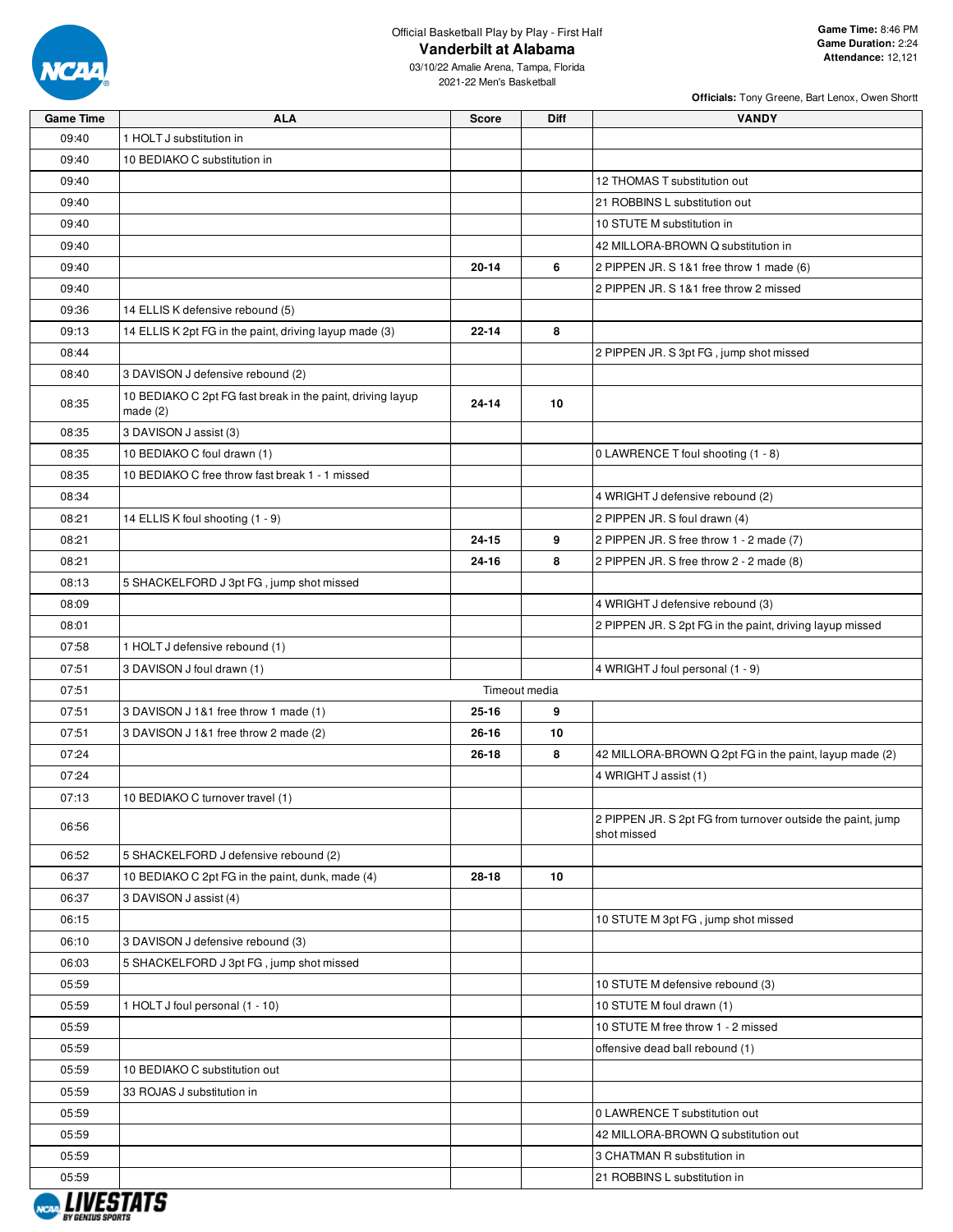Official Basketball Play by Play - First Half

# Vanderbilt at Alabama

03/10/22 Amalie Arena, Tampa, Florida
2021-22 Men's Basketball

**Game Time:** 8:46 PM
**Game Duration:** 2:24
**Attendance:** 12,121

**Officials:** Tony Greene, Bart Lenox, Owen Shortt

| Game Time | ALA | Score | Diff | VANDY |
|---|---|---|---|---|
| 09:40 | 1 HOLT J substitution in | | | |
| 09:40 | 10 BEDIAKO C substitution in | | | |
| 09:40 | | | | 12 THOMAS T substitution out |
| 09:40 | | | | 21 ROBBINS L substitution out |
| 09:40 | | | | 10 STUTE M substitution in |
| 09:40 | | | | 42 MILLORA-BROWN Q substitution in |
| 09:40 | | 20-14 | 6 | 2 PIPPEN JR. S 1&1 free throw 1 made (6) |
| 09:40 | | | | 2 PIPPEN JR. S 1&1 free throw 2 missed |
| 09:36 | 14 ELLIS K defensive rebound (5) | | | |
| 09:13 | 14 ELLIS K 2pt FG in the paint, driving layup made (3) | 22-14 | 8 | |
| 08:44 | | | | 2 PIPPEN JR. S 3pt FG , jump shot missed |
| 08:40 | 3 DAVISON J defensive rebound (2) | | | |
| 08:35 | 10 BEDIAKO C 2pt FG fast break in the paint, driving layup made (2) | 24-14 | 10 | |
| 08:35 | 3 DAVISON J assist (3) | | | |
| 08:35 | 10 BEDIAKO C foul drawn (1) | | | 0 LAWRENCE T foul shooting (1 - 8) |
| 08:35 | 10 BEDIAKO C free throw fast break 1 - 1 missed | | | |
| 08:34 | | | | 4 WRIGHT J defensive rebound (2) |
| 08:21 | 14 ELLIS K foul shooting (1 - 9) | | | 2 PIPPEN JR. S foul drawn (4) |
| 08:21 | | 24-15 | 9 | 2 PIPPEN JR. S free throw 1 - 2 made (7) |
| 08:21 | | 24-16 | 8 | 2 PIPPEN JR. S free throw 2 - 2 made (8) |
| 08:13 | 5 SHACKELFORD J 3pt FG , jump shot missed | | | |
| 08:09 | | | | 4 WRIGHT J defensive rebound (3) |
| 08:01 | | | | 2 PIPPEN JR. S 2pt FG in the paint, driving layup missed |
| 07:58 | 1 HOLT J defensive rebound (1) | | | |
| 07:51 | 3 DAVISON J foul drawn (1) | | | 4 WRIGHT J foul personal (1 - 9) |
| 07:51 | | Timeout media | | |
| 07:51 | 3 DAVISON J 1&1 free throw 1 made (1) | 25-16 | 9 | |
| 07:51 | 3 DAVISON J 1&1 free throw 2 made (2) | 26-16 | 10 | |
| 07:24 | | 26-18 | 8 | 42 MILLORA-BROWN Q 2pt FG in the paint, layup made (2) |
| 07:24 | | | | 4 WRIGHT J assist (1) |
| 07:13 | 10 BEDIAKO C turnover travel (1) | | | |
| 06:56 | | | | 2 PIPPEN JR. S 2pt FG from turnover outside the paint, jump shot missed |
| 06:52 | 5 SHACKELFORD J defensive rebound (2) | | | |
| 06:37 | 10 BEDIAKO C 2pt FG in the paint, dunk, made (4) | 28-18 | 10 | |
| 06:37 | 3 DAVISON J assist (4) | | | |
| 06:15 | | | | 10 STUTE M 3pt FG , jump shot missed |
| 06:10 | 3 DAVISON J defensive rebound (3) | | | |
| 06:03 | 5 SHACKELFORD J 3pt FG , jump shot missed | | | |
| 05:59 | | | | 10 STUTE M defensive rebound (3) |
| 05:59 | 1 HOLT J foul personal (1 - 10) | | | 10 STUTE M foul drawn (1) |
| 05:59 | | | | 10 STUTE M free throw 1 - 2 missed |
| 05:59 | | | | offensive dead ball rebound (1) |
| 05:59 | 10 BEDIAKO C substitution out | | | |
| 05:59 | 33 ROJAS J substitution in | | | |
| 05:59 | | | | 0 LAWRENCE T substitution out |
| 05:59 | | | | 42 MILLORA-BROWN Q substitution out |
| 05:59 | | | | 3 CHATMAN R substitution in |
| 05:59 | | | | 21 ROBBINS L substitution in |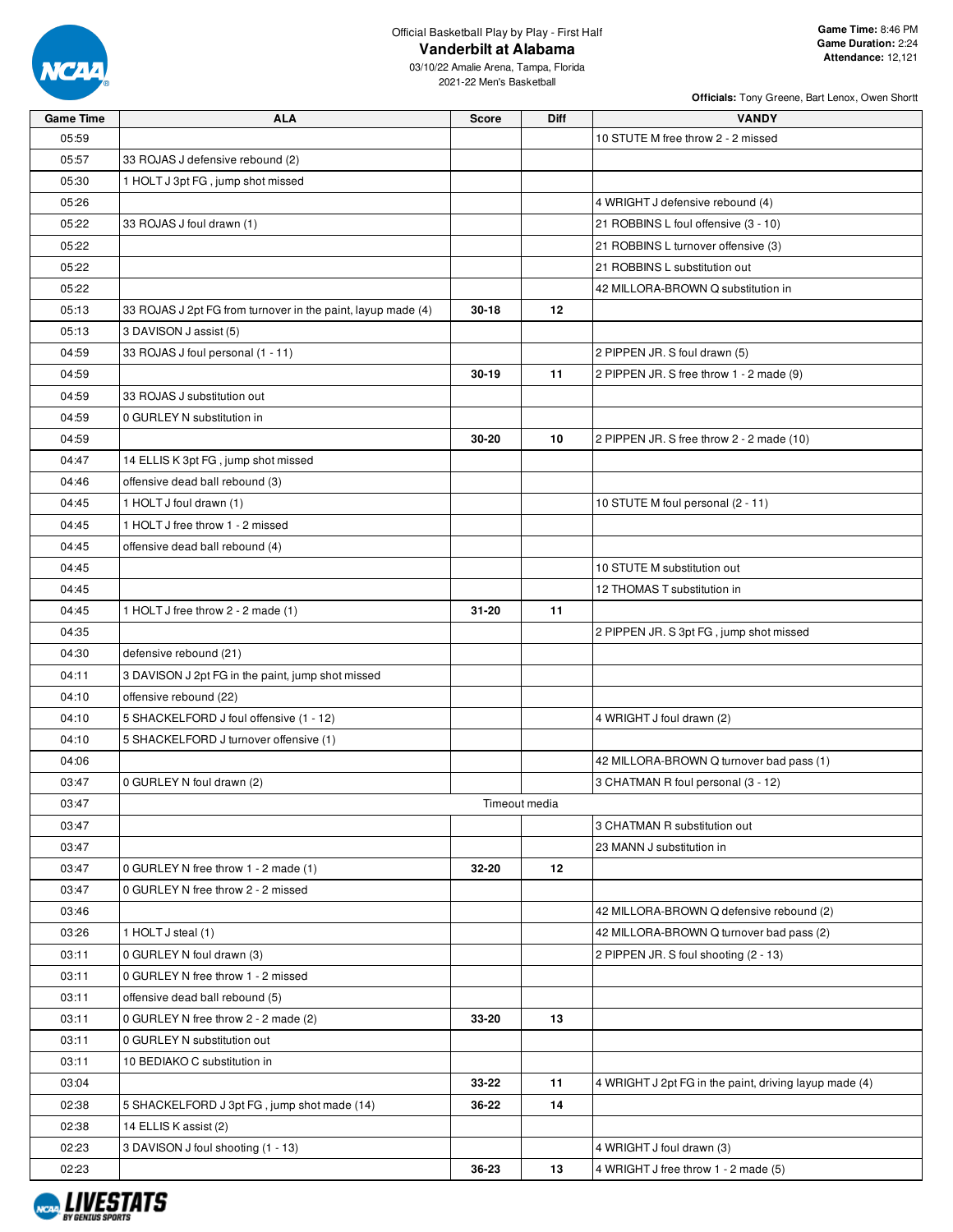Official Basketball Play by Play - First Half

# Vanderbilt at Alabama

03/10/22 Amalie Arena, Tampa, Florida
2021-22 Men's Basketball

**Game Time:** 8:46 PM
**Game Duration:** 2:24
**Attendance:** 12,121

**Officials:** Tony Greene, Bart Lenox, Owen Shortt

| Game Time | ALA | Score | Diff | VANDY |
|---|---|---|---|---|
| 05:59 | | | | 10 STUTE M free throw 2 - 2 missed |
| 05:57 | 33 ROJAS J defensive rebound (2) | | | |
| 05:30 | 1 HOLT J 3pt FG , jump shot missed | | | |
| 05:26 | | | | 4 WRIGHT J defensive rebound (4) |
| 05:22 | 33 ROJAS J foul drawn (1) | | | 21 ROBBINS L foul offensive (3 - 10) |
| 05:22 | | | | 21 ROBBINS L turnover offensive (3) |
| 05:22 | | | | 21 ROBBINS L substitution out |
| 05:22 | | | | 42 MILLORA-BROWN Q substitution in |
| 05:13 | 33 ROJAS J 2pt FG from turnover in the paint, layup made (4) | 30-18 | 12 | |
| 05:13 | 3 DAVISON J assist (5) | | | |
| 04:59 | 33 ROJAS J foul personal (1 - 11) | | | 2 PIPPEN JR. S foul drawn (5) |
| 04:59 | | 30-19 | 11 | 2 PIPPEN JR. S free throw 1 - 2 made (9) |
| 04:59 | 33 ROJAS J substitution out | | | |
| 04:59 | 0 GURLEY N substitution in | | | |
| 04:59 | | 30-20 | 10 | 2 PIPPEN JR. S free throw 2 - 2 made (10) |
| 04:47 | 14 ELLIS K 3pt FG , jump shot missed | | | |
| 04:46 | offensive dead ball rebound (3) | | | |
| 04:45 | 1 HOLT J foul drawn (1) | | | 10 STUTE M foul personal (2 - 11) |
| 04:45 | 1 HOLT J free throw 1 - 2 missed | | | |
| 04:45 | offensive dead ball rebound (4) | | | |
| 04:45 | | | | 10 STUTE M substitution out |
| 04:45 | | | | 12 THOMAS T substitution in |
| 04:45 | 1 HOLT J free throw 2 - 2 made (1) | 31-20 | 11 | |
| 04:35 | | | | 2 PIPPEN JR. S 3pt FG , jump shot missed |
| 04:30 | defensive rebound (21) | | | |
| 04:11 | 3 DAVISON J 2pt FG in the paint, jump shot missed | | | |
| 04:10 | offensive rebound (22) | | | |
| 04:10 | 5 SHACKELFORD J foul offensive (1 - 12) | | | 4 WRIGHT J foul drawn (2) |
| 04:10 | 5 SHACKELFORD J turnover offensive (1) | | | |
| 04:06 | | | | 42 MILLORA-BROWN Q turnover bad pass (1) |
| 03:47 | 0 GURLEY N foul drawn (2) | | | 3 CHATMAN R foul personal (3 - 12) |
| 03:47 | Timeout media | | | |
| 03:47 | | | | 3 CHATMAN R substitution out |
| 03:47 | | | | 23 MANN J substitution in |
| 03:47 | 0 GURLEY N free throw 1 - 2 made (1) | 32-20 | 12 | |
| 03:47 | 0 GURLEY N free throw 2 - 2 missed | | | |
| 03:46 | | | | 42 MILLORA-BROWN Q defensive rebound (2) |
| 03:26 | 1 HOLT J steal (1) | | | 42 MILLORA-BROWN Q turnover bad pass (2) |
| 03:11 | 0 GURLEY N foul drawn (3) | | | 2 PIPPEN JR. S foul shooting (2 - 13) |
| 03:11 | 0 GURLEY N free throw 1 - 2 missed | | | |
| 03:11 | offensive dead ball rebound (5) | | | |
| 03:11 | 0 GURLEY N free throw 2 - 2 made (2) | 33-20 | 13 | |
| 03:11 | 0 GURLEY N substitution out | | | |
| 03:11 | 10 BEDIAKO C substitution in | | | |
| 03:04 | | 33-22 | 11 | 4 WRIGHT J 2pt FG in the paint, driving layup made (4) |
| 02:38 | 5 SHACKELFORD J 3pt FG , jump shot made (14) | 36-22 | 14 | |
| 02:38 | 14 ELLIS K assist (2) | | | |
| 02:23 | 3 DAVISON J foul shooting (1 - 13) | | | 4 WRIGHT J foul drawn (3) |
| 02:23 | | 36-23 | 13 | 4 WRIGHT J free throw 1 - 2 made (5) |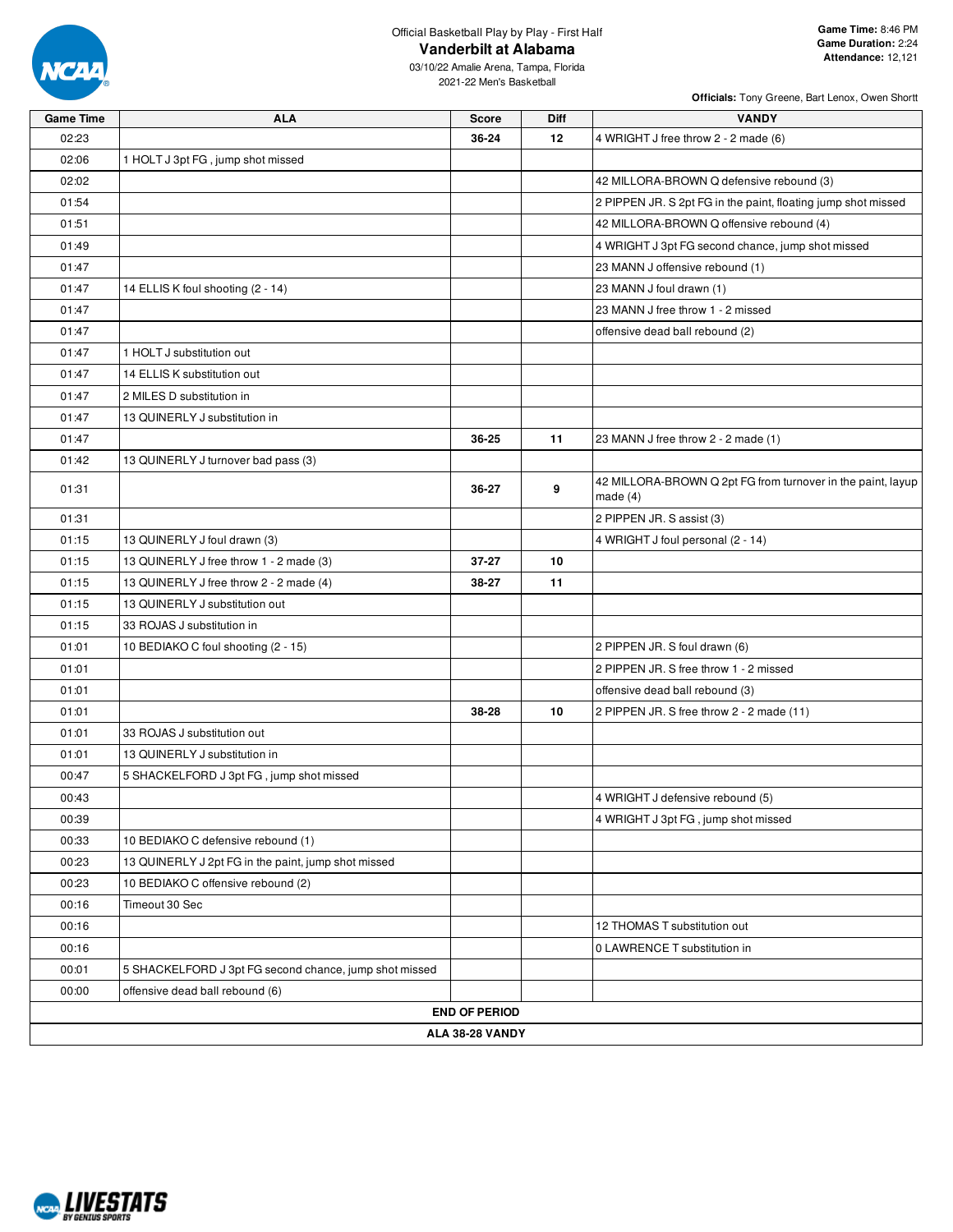Official Basketball Play by Play - First Half

# Vanderbilt at Alabama

03/10/22 Amalie Arena, Tampa, Florida
2021-22 Men's Basketball

**Game Time:** 8:46 PM
**Game Duration:** 2:24
**Attendance:** 12,121

**Officials:** Tony Greene, Bart Lenox, Owen Shortt

| Game Time | ALA | Score | Diff | VANDY |
|---|---|---|---|---|
| 02:23 | | 36-24 | 12 | 4 WRIGHT J free throw 2 - 2 made (6) |
| 02:06 | 1 HOLT J 3pt FG , jump shot missed | | | |
| 02:02 | | | | 42 MILLORA-BROWN Q defensive rebound (3) |
| 01:54 | | | | 2 PIPPEN JR. S 2pt FG in the paint, floating jump shot missed |
| 01:51 | | | | 42 MILLORA-BROWN Q offensive rebound (4) |
| 01:49 | | | | 4 WRIGHT J 3pt FG second chance, jump shot missed |
| 01:47 | | | | 23 MANN J offensive rebound (1) |
| 01:47 | 14 ELLIS K foul shooting (2 - 14) | | | 23 MANN J foul drawn (1) |
| 01:47 | | | | 23 MANN J free throw 1 - 2 missed |
| 01:47 | | | | offensive dead ball rebound (2) |
| 01:47 | 1 HOLT J substitution out | | | |
| 01:47 | 14 ELLIS K substitution out | | | |
| 01:47 | 2 MILES D substitution in | | | |
| 01:47 | 13 QUINERLY J substitution in | | | |
| 01:47 | | 36-25 | 11 | 23 MANN J free throw 2 - 2 made (1) |
| 01:42 | 13 QUINERLY J turnover bad pass (3) | | | |
| 01:31 | | 36-27 | 9 | 42 MILLORA-BROWN Q 2pt FG from turnover in the paint, layup made (4) |
| 01:31 | | | | 2 PIPPEN JR. S assist (3) |
| 01:15 | 13 QUINERLY J foul drawn (3) | | | 4 WRIGHT J foul personal (2 - 14) |
| 01:15 | 13 QUINERLY J free throw 1 - 2 made (3) | 37-27 | 10 | |
| 01:15 | 13 QUINERLY J free throw 2 - 2 made (4) | 38-27 | 11 | |
| 01:15 | 13 QUINERLY J substitution out | | | |
| 01:15 | 33 ROJAS J substitution in | | | |
| 01:01 | 10 BEDIAKO C foul shooting (2 - 15) | | | 2 PIPPEN JR. S foul drawn (6) |
| 01:01 | | | | 2 PIPPEN JR. S free throw 1 - 2 missed |
| 01:01 | | | | offensive dead ball rebound (3) |
| 01:01 | | 38-28 | 10 | 2 PIPPEN JR. S free throw 2 - 2 made (11) |
| 01:01 | 33 ROJAS J substitution out | | | |
| 01:01 | 13 QUINERLY J substitution in | | | |
| 00:47 | 5 SHACKELFORD J 3pt FG , jump shot missed | | | |
| 00:43 | | | | 4 WRIGHT J defensive rebound (5) |
| 00:39 | | | | 4 WRIGHT J 3pt FG , jump shot missed |
| 00:33 | 10 BEDIAKO C defensive rebound (1) | | | |
| 00:23 | 13 QUINERLY J 2pt FG in the paint, jump shot missed | | | |
| 00:23 | 10 BEDIAKO C offensive rebound (2) | | | |
| 00:16 | Timeout 30 Sec | | | |
| 00:16 | | | | 12 THOMAS T substitution out |
| 00:16 | | | | 0 LAWRENCE T substitution in |
| 00:01 | 5 SHACKELFORD J 3pt FG second chance, jump shot missed | | | |
| 00:00 | offensive dead ball rebound (6) | | | |
| | **END OF PERIOD** | | | |
| | **ALA 38-28 VANDY** | | | |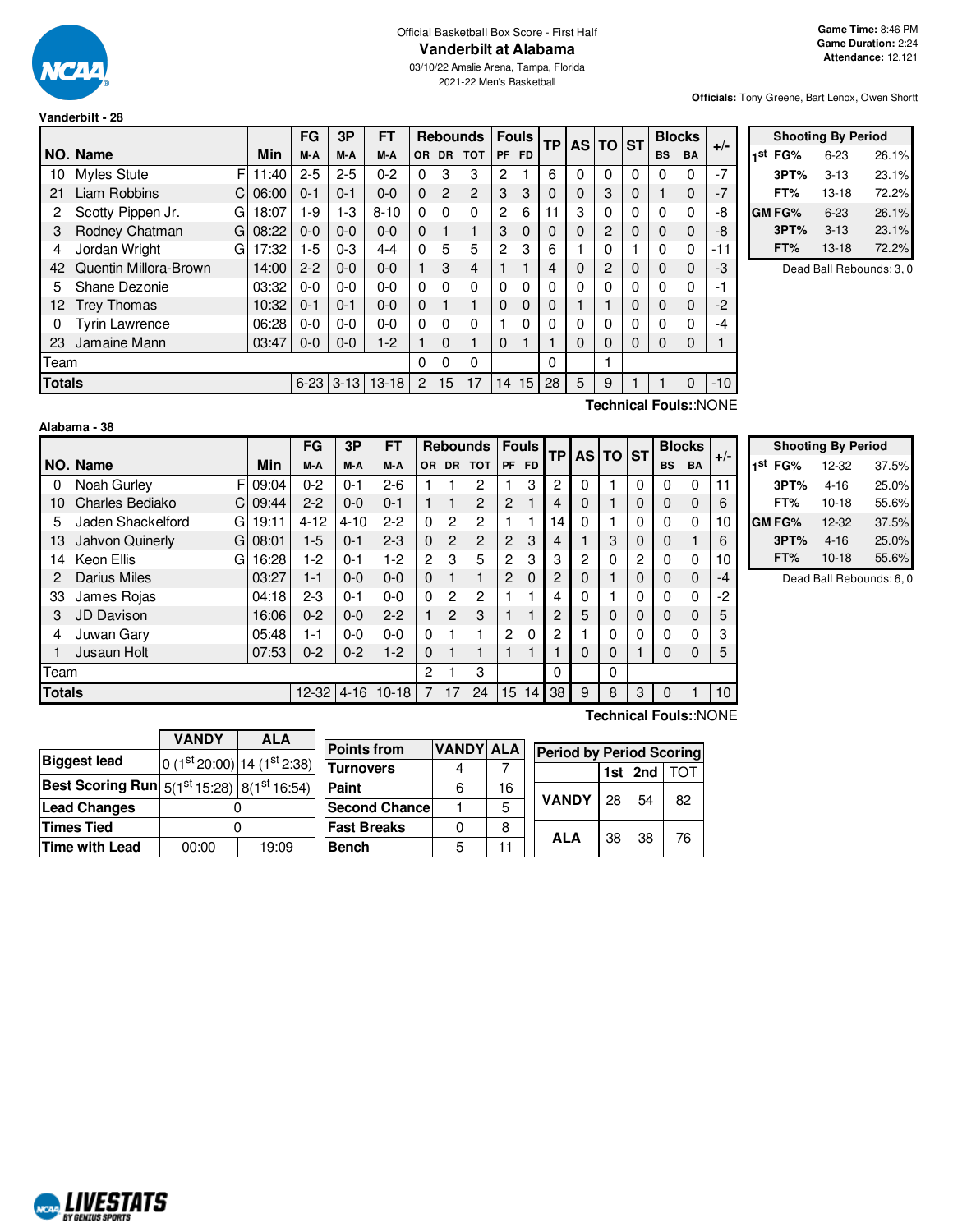Official Basketball Box Score - First Half

# Vanderbilt at Alabama

03/10/22 Amalie Arena, Tampa, Florida

2021-22 Men's Basketball

**Game Time:** 8:46 PM
**Game Duration:** 2:24
**Attendance:** 12,121

**Officials:** Tony Greene, Bart Lenox, Owen Shortt

## Vanderbilt - 28

| NO. | Name | | Min | FG M-A | 3P M-A | FT M-A | OR | DR | TOT | PF | FD | TP | AS | TO | ST | BS | BA | +/- |
|---|---|---|---|---|---|---|---|---|---|---|---|---|---|---|---|---|---|---|
| 10 | Myles Stute | F | 11:40 | 2-5 | 2-5 | 0-2 | 0 | 3 | 3 | 2 | 1 | 6 | 0 | 0 | 0 | 0 | 0 | -7 |
| 21 | Liam Robbins | C | 06:00 | 0-1 | 0-1 | 0-0 | 0 | 2 | 2 | 3 | 3 | 0 | 0 | 3 | 0 | 1 | 0 | -7 |
| 2 | Scotty Pippen Jr. | G | 18:07 | 1-9 | 1-3 | 8-10 | 0 | 0 | 0 | 2 | 6 | 11 | 3 | 0 | 0 | 0 | 0 | -8 |
| 3 | Rodney Chatman | G | 08:22 | 0-0 | 0-0 | 0-0 | 0 | 1 | 1 | 3 | 0 | 0 | 0 | 2 | 0 | 0 | 0 | -8 |
| 4 | Jordan Wright | G | 17:32 | 1-5 | 0-3 | 4-4 | 0 | 5 | 5 | 2 | 3 | 6 | 1 | 0 | 1 | 0 | 0 | -11 |
| 42 | Quentin Millora-Brown | | 14:00 | 2-2 | 0-0 | 0-0 | 1 | 3 | 4 | 1 | 1 | 4 | 0 | 2 | 0 | 0 | 0 | -3 |
| 5 | Shane Dezonie | | 03:32 | 0-0 | 0-0 | 0-0 | 0 | 0 | 0 | 0 | 0 | 0 | 0 | 0 | 0 | 0 | 0 | -1 |
| 12 | Trey Thomas | | 10:32 | 0-1 | 0-1 | 0-0 | 0 | 1 | 1 | 0 | 0 | 0 | 1 | 1 | 0 | 0 | 0 | -2 |
| 0 | Tyrin Lawrence | | 06:28 | 0-0 | 0-0 | 0-0 | 0 | 0 | 0 | 1 | 0 | 0 | 0 | 0 | 0 | 0 | 0 | -4 |
| 23 | Jamaine Mann | | 03:47 | 0-0 | 0-0 | 1-2 | 1 | 0 | 1 | 0 | 1 | 1 | 0 | 0 | 0 | 0 | 0 | 1 |
| | Team | | | | | | 0 | 0 | 0 | | | 0 | | 1 | | | | |
| | **Totals** | | | 6-23 | 3-13 | 13-18 | 2 | 15 | 17 | 14 | 15 | 28 | 5 | 9 | 1 | 1 | 0 | -10 |

**Technical Fouls:**:NONE

| Shooting By Period | | |
|---|---|---|
| 1st FG% | 6-23 | 26.1% |
| 3PT% | 3-13 | 23.1% |
| FT% | 13-18 | 72.2% |
| GM FG% | 6-23 | 26.1% |
| 3PT% | 3-13 | 23.1% |
| FT% | 13-18 | 72.2% |

Dead Ball Rebounds: 3, 0

## Alabama - 38

| NO. | Name | | Min | FG M-A | 3P M-A | FT M-A | OR | DR | TOT | PF | FD | TP | AS | TO | ST | BS | BA | +/- |
|---|---|---|---|---|---|---|---|---|---|---|---|---|---|---|---|---|---|---|
| 0 | Noah Gurley | F | 09:04 | 0-2 | 0-1 | 2-6 | 1 | 1 | 2 | 1 | 3 | 2 | 0 | 1 | 0 | 0 | 0 | 11 |
| 10 | Charles Bediako | C | 09:44 | 2-2 | 0-0 | 0-1 | 1 | 1 | 2 | 2 | 1 | 4 | 0 | 1 | 0 | 0 | 0 | 6 |
| 5 | Jaden Shackelford | G | 19:11 | 4-12 | 4-10 | 2-2 | 0 | 2 | 2 | 1 | 1 | 14 | 0 | 1 | 0 | 0 | 0 | 10 |
| 13 | Jahvon Quinerly | G | 08:01 | 1-5 | 0-1 | 2-3 | 0 | 2 | 2 | 2 | 3 | 4 | 1 | 3 | 0 | 0 | 1 | 6 |
| 14 | Keon Ellis | G | 16:28 | 1-2 | 0-1 | 1-2 | 2 | 3 | 5 | 2 | 3 | 3 | 2 | 0 | 2 | 0 | 0 | 10 |
| 2 | Darius Miles | | 03:27 | 1-1 | 0-0 | 0-0 | 0 | 1 | 1 | 2 | 0 | 2 | 0 | 1 | 0 | 0 | 0 | -4 |
| 33 | James Rojas | | 04:18 | 2-3 | 0-1 | 0-0 | 0 | 2 | 2 | 1 | 1 | 4 | 0 | 1 | 0 | 0 | 0 | -2 |
| 3 | JD Davison | | 16:06 | 0-2 | 0-0 | 2-2 | 1 | 2 | 3 | 1 | 1 | 2 | 5 | 0 | 0 | 0 | 0 | 5 |
| 4 | Juwan Gary | | 05:48 | 1-1 | 0-0 | 0-0 | 0 | 1 | 1 | 2 | 0 | 2 | 1 | 0 | 0 | 0 | 0 | 3 |
| 1 | Jusaun Holt | | 07:53 | 0-2 | 0-2 | 1-2 | 0 | 1 | 1 | 1 | 1 | 1 | 0 | 0 | 1 | 0 | 0 | 5 |
| | Team | | | | | | 2 | 1 | 3 | | | 0 | | 0 | | | | |
| | **Totals** | | | 12-32 | 4-16 | 10-18 | 7 | 17 | 24 | 15 | 14 | 38 | 9 | 8 | 3 | 0 | 1 | 10 |

**Technical Fouls:**:NONE

| Shooting By Period | | |
|---|---|---|
| 1st FG% | 12-32 | 37.5% |
| 3PT% | 4-16 | 25.0% |
| FT% | 10-18 | 55.6% |
| GM FG% | 12-32 | 37.5% |
| 3PT% | 4-16 | 25.0% |
| FT% | 10-18 | 55.6% |

Dead Ball Rebounds: 6, 0

| | VANDY | ALA |
|---|---|---|
| **Biggest lead** | 0 (1st 20:00) | 14 (1st 2:38) |
| **Best Scoring Run** | 5(1st 15:28) | 8(1st 16:54) |
| **Lead Changes** | 0 | |
| **Times Tied** | 0 | |
| **Time with Lead** | 00:00 | 19:09 |

| Points from | VANDY | ALA |
|---|---|---|
| Turnovers | 4 | 7 |
| Paint | 6 | 16 |
| Second Chance | 1 | 5 |
| Fast Breaks | 0 | 8 |
| Bench | 5 | 11 |

| Period by Period Scoring | 1st | 2nd | TOT |
|---|---|---|---|
| VANDY | 28 | 54 | 82 |
| ALA | 38 | 38 | 76 |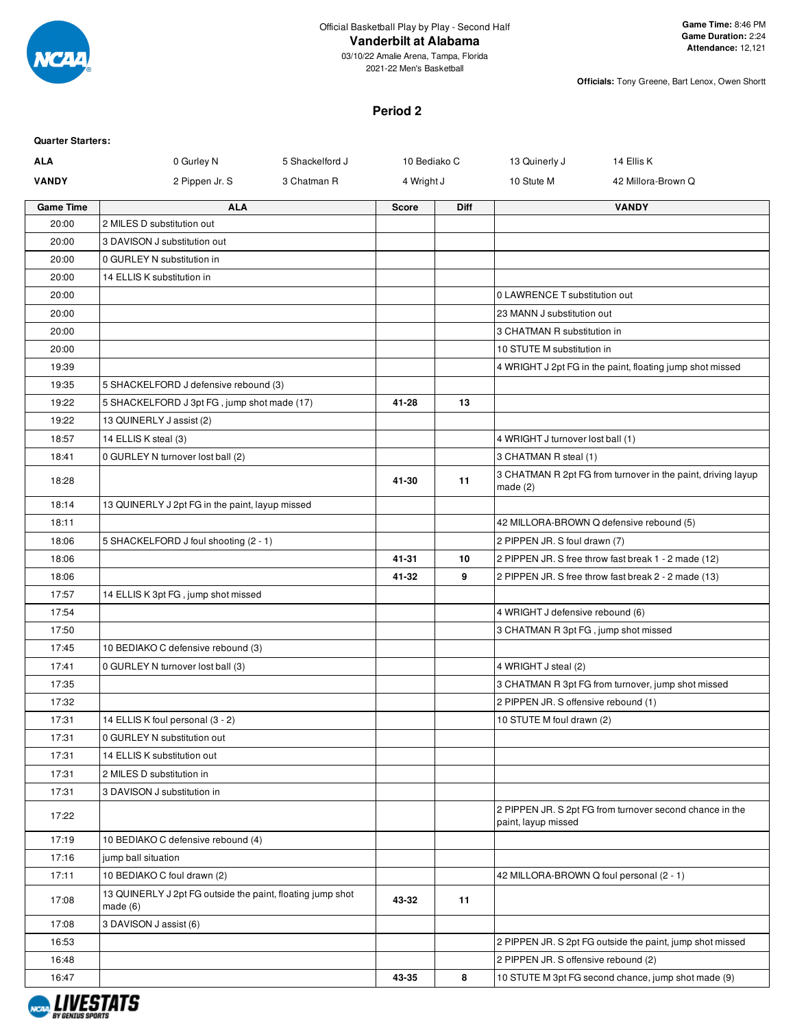Official Basketball Play by Play - Second Half

# Vanderbilt at Alabama

03/10/22 Amalie Arena, Tampa, Florida

2021-22 Men's Basketball

**Game Time:** 8:46 PM
**Game Duration:** 2:24
**Attendance:** 12,121

**Officials:** Tony Greene, Bart Lenox, Owen Shortt

## Period 2

**Quarter Starters:**

| | | | | | |
|---|---|---|---|---|---|
| **ALA** | 0 Gurley N | 5 Shackelford J | 10 Bediako C | 13 Quinerly J | 14 Ellis K |
| **VANDY** | 2 Pippen Jr. S | 3 Chatman R | 4 Wright J | 10 Stute M | 42 Millora-Brown Q |

| Game Time | ALA | Score | Diff | VANDY |
|---|---|---|---|---|
| 20:00 | 2 MILES D substitution out | | | |
| 20:00 | 3 DAVISON J substitution out | | | |
| 20:00 | 0 GURLEY N substitution in | | | |
| 20:00 | 14 ELLIS K substitution in | | | |
| 20:00 | | | | 0 LAWRENCE T substitution out |
| 20:00 | | | | 23 MANN J substitution out |
| 20:00 | | | | 3 CHATMAN R substitution in |
| 20:00 | | | | 10 STUTE M substitution in |
| 19:39 | | | | 4 WRIGHT J 2pt FG in the paint, floating jump shot missed |
| 19:35 | 5 SHACKELFORD J defensive rebound (3) | | | |
| 19:22 | 5 SHACKELFORD J 3pt FG , jump shot made (17) | 41-28 | 13 | |
| 19:22 | 13 QUINERLY J assist (2) | | | |
| 18:57 | 14 ELLIS K steal (3) | | | 4 WRIGHT J turnover lost ball (1) |
| 18:41 | 0 GURLEY N turnover lost ball (2) | | | 3 CHATMAN R steal (1) |
| 18:28 | | 41-30 | 11 | 3 CHATMAN R 2pt FG from turnover in the paint, driving layup made (2) |
| 18:14 | 13 QUINERLY J 2pt FG in the paint, layup missed | | | |
| 18:11 | | | | 42 MILLORA-BROWN Q defensive rebound (5) |
| 18:06 | 5 SHACKELFORD J foul shooting (2 - 1) | | | 2 PIPPEN JR. S foul drawn (7) |
| 18:06 | | 41-31 | 10 | 2 PIPPEN JR. S free throw fast break 1 - 2 made (12) |
| 18:06 | | 41-32 | 9 | 2 PIPPEN JR. S free throw fast break 2 - 2 made (13) |
| 17:57 | 14 ELLIS K 3pt FG , jump shot missed | | | |
| 17:54 | | | | 4 WRIGHT J defensive rebound (6) |
| 17:50 | | | | 3 CHATMAN R 3pt FG , jump shot missed |
| 17:45 | 10 BEDIAKO C defensive rebound (3) | | | |
| 17:41 | 0 GURLEY N turnover lost ball (3) | | | 4 WRIGHT J steal (2) |
| 17:35 | | | | 3 CHATMAN R 3pt FG from turnover, jump shot missed |
| 17:32 | | | | 2 PIPPEN JR. S offensive rebound (1) |
| 17:31 | 14 ELLIS K foul personal (3 - 2) | | | 10 STUTE M foul drawn (2) |
| 17:31 | 0 GURLEY N substitution out | | | |
| 17:31 | 14 ELLIS K substitution out | | | |
| 17:31 | 2 MILES D substitution in | | | |
| 17:31 | 3 DAVISON J substitution in | | | |
| 17:22 | | | | 2 PIPPEN JR. S 2pt FG from turnover second chance in the paint, layup missed |
| 17:19 | 10 BEDIAKO C defensive rebound (4) | | | |
| 17:16 | jump ball situation | | | |
| 17:11 | 10 BEDIAKO C foul drawn (2) | | | 42 MILLORA-BROWN Q foul personal (2 - 1) |
| 17:08 | 13 QUINERLY J 2pt FG outside the paint, floating jump shot made (6) | 43-32 | 11 | |
| 17:08 | 3 DAVISON J assist (6) | | | |
| 16:53 | | | | 2 PIPPEN JR. S 2pt FG outside the paint, jump shot missed |
| 16:48 | | | | 2 PIPPEN JR. S offensive rebound (2) |
| 16:47 | | 43-35 | 8 | 10 STUTE M 3pt FG second chance, jump shot made (9) |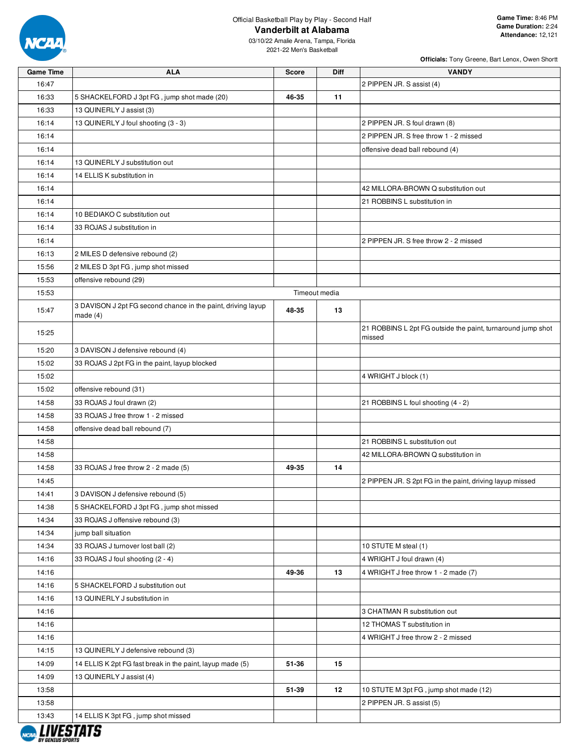Official Basketball Play by Play - Second Half

# Vanderbilt at Alabama

03/10/22 Amalie Arena, Tampa, Florida
2021-22 Men's Basketball

**Game Time:** 8:46 PM
**Game Duration:** 2:24
**Attendance:** 12,121

**Officials:** Tony Greene, Bart Lenox, Owen Shortt

| Game Time | ALA | Score | Diff | VANDY |
|---|---|---|---|---|
| 16:47 | | | | 2 PIPPEN JR. S assist (4) |
| 16:33 | 5 SHACKELFORD J 3pt FG , jump shot made (20) | 46-35 | 11 | |
| 16:33 | 13 QUINERLY J assist (3) | | | |
| 16:14 | 13 QUINERLY J foul shooting (3 - 3) | | | 2 PIPPEN JR. S foul drawn (8) |
| 16:14 | | | | 2 PIPPEN JR. S free throw 1 - 2 missed |
| 16:14 | | | | offensive dead ball rebound (4) |
| 16:14 | 13 QUINERLY J substitution out | | | |
| 16:14 | 14 ELLIS K substitution in | | | |
| 16:14 | | | | 42 MILLORA-BROWN Q substitution out |
| 16:14 | | | | 21 ROBBINS L substitution in |
| 16:14 | 10 BEDIAKO C substitution out | | | |
| 16:14 | 33 ROJAS J substitution in | | | |
| 16:14 | | | | 2 PIPPEN JR. S free throw 2 - 2 missed |
| 16:13 | 2 MILES D defensive rebound (2) | | | |
| 15:56 | 2 MILES D 3pt FG , jump shot missed | | | |
| 15:53 | offensive rebound (29) | | | |
| 15:53 | | Timeout media | | |
| 15:47 | 3 DAVISON J 2pt FG second chance in the paint, driving layup made (4) | 48-35 | 13 | |
| 15:25 | | | | 21 ROBBINS L 2pt FG outside the paint, turnaround jump shot missed |
| 15:20 | 3 DAVISON J defensive rebound (4) | | | |
| 15:02 | 33 ROJAS J 2pt FG in the paint, layup blocked | | | |
| 15:02 | | | | 4 WRIGHT J block (1) |
| 15:02 | offensive rebound (31) | | | |
| 14:58 | 33 ROJAS J foul drawn (2) | | | 21 ROBBINS L foul shooting (4 - 2) |
| 14:58 | 33 ROJAS J free throw 1 - 2 missed | | | |
| 14:58 | offensive dead ball rebound (7) | | | |
| 14:58 | | | | 21 ROBBINS L substitution out |
| 14:58 | | | | 42 MILLORA-BROWN Q substitution in |
| 14:58 | 33 ROJAS J free throw 2 - 2 made (5) | 49-35 | 14 | |
| 14:45 | | | | 2 PIPPEN JR. S 2pt FG in the paint, driving layup missed |
| 14:41 | 3 DAVISON J defensive rebound (5) | | | |
| 14:38 | 5 SHACKELFORD J 3pt FG , jump shot missed | | | |
| 14:34 | 33 ROJAS J offensive rebound (3) | | | |
| 14:34 | jump ball situation | | | |
| 14:34 | 33 ROJAS J turnover lost ball (2) | | | 10 STUTE M steal (1) |
| 14:16 | 33 ROJAS J foul shooting (2 - 4) | | | 4 WRIGHT J foul drawn (4) |
| 14:16 | | 49-36 | 13 | 4 WRIGHT J free throw 1 - 2 made (7) |
| 14:16 | 5 SHACKELFORD J substitution out | | | |
| 14:16 | 13 QUINERLY J substitution in | | | |
| 14:16 | | | | 3 CHATMAN R substitution out |
| 14:16 | | | | 12 THOMAS T substitution in |
| 14:16 | | | | 4 WRIGHT J free throw 2 - 2 missed |
| 14:15 | 13 QUINERLY J defensive rebound (3) | | | |
| 14:09 | 14 ELLIS K 2pt FG fast break in the paint, layup made (5) | 51-36 | 15 | |
| 14:09 | 13 QUINERLY J assist (4) | | | |
| 13:58 | | 51-39 | 12 | 10 STUTE M 3pt FG , jump shot made (12) |
| 13:58 | | | | 2 PIPPEN JR. S assist (5) |
| 13:43 | 14 ELLIS K 3pt FG , jump shot missed | | | |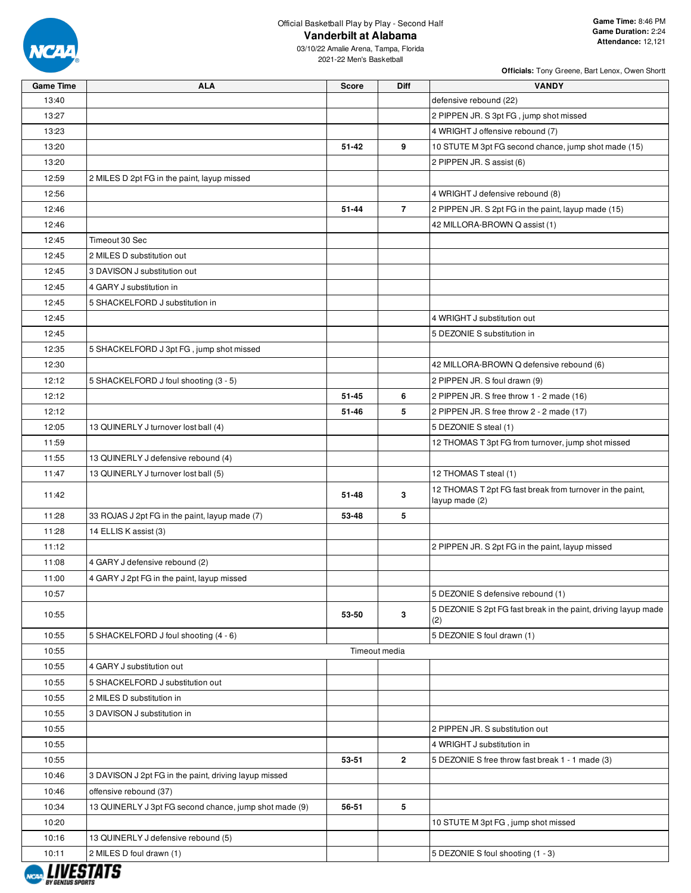Official Basketball Play by Play - Second Half

# Vanderbilt at Alabama

03/10/22 Amalie Arena, Tampa, Florida

2021-22 Men's Basketball

**Game Time:** 8:46 PM
**Game Duration:** 2:24
**Attendance:** 12,121

**Officials:** Tony Greene, Bart Lenox, Owen Shortt

| Game Time | ALA | Score | Diff | VANDY |
|---|---|---|---|---|
| 13:40 | | | | defensive rebound (22) |
| 13:27 | | | | 2 PIPPEN JR. S 3pt FG , jump shot missed |
| 13:23 | | | | 4 WRIGHT J offensive rebound (7) |
| 13:20 | | 51-42 | 9 | 10 STUTE M 3pt FG second chance, jump shot made (15) |
| 13:20 | | | | 2 PIPPEN JR. S assist (6) |
| 12:59 | 2 MILES D 2pt FG in the paint, layup missed | | | |
| 12:56 | | | | 4 WRIGHT J defensive rebound (8) |
| 12:46 | | 51-44 | 7 | 2 PIPPEN JR. S 2pt FG in the paint, layup made (15) |
| 12:46 | | | | 42 MILLORA-BROWN Q assist (1) |
| 12:45 | Timeout 30 Sec | | | |
| 12:45 | 2 MILES D substitution out | | | |
| 12:45 | 3 DAVISON J substitution out | | | |
| 12:45 | 4 GARY J substitution in | | | |
| 12:45 | 5 SHACKELFORD J substitution in | | | |
| 12:45 | | | | 4 WRIGHT J substitution out |
| 12:45 | | | | 5 DEZONIE S substitution in |
| 12:35 | 5 SHACKELFORD J 3pt FG , jump shot missed | | | |
| 12:30 | | | | 42 MILLORA-BROWN Q defensive rebound (6) |
| 12:12 | 5 SHACKELFORD J foul shooting (3 - 5) | | | 2 PIPPEN JR. S foul drawn (9) |
| 12:12 | | 51-45 | 6 | 2 PIPPEN JR. S free throw 1 - 2 made (16) |
| 12:12 | | 51-46 | 5 | 2 PIPPEN JR. S free throw 2 - 2 made (17) |
| 12:05 | 13 QUINERLY J turnover lost ball (4) | | | 5 DEZONIE S steal (1) |
| 11:59 | | | | 12 THOMAS T 3pt FG from turnover, jump shot missed |
| 11:55 | 13 QUINERLY J defensive rebound (4) | | | |
| 11:47 | 13 QUINERLY J turnover lost ball (5) | | | 12 THOMAS T steal (1) |
| 11:42 | | 51-48 | 3 | 12 THOMAS T 2pt FG fast break from turnover in the paint, layup made (2) |
| 11:28 | 33 ROJAS J 2pt FG in the paint, layup made (7) | 53-48 | 5 | |
| 11:28 | 14 ELLIS K assist (3) | | | |
| 11:12 | | | | 2 PIPPEN JR. S 2pt FG in the paint, layup missed |
| 11:08 | 4 GARY J defensive rebound (2) | | | |
| 11:00 | 4 GARY J 2pt FG in the paint, layup missed | | | |
| 10:57 | | | | 5 DEZONIE S defensive rebound (1) |
| 10:55 | | 53-50 | 3 | 5 DEZONIE S 2pt FG fast break in the paint, driving layup made (2) |
| 10:55 | 5 SHACKELFORD J foul shooting (4 - 6) | | | 5 DEZONIE S foul drawn (1) |
| 10:55 | | Timeout media | | |
| 10:55 | 4 GARY J substitution out | | | |
| 10:55 | 5 SHACKELFORD J substitution out | | | |
| 10:55 | 2 MILES D substitution in | | | |
| 10:55 | 3 DAVISON J substitution in | | | |
| 10:55 | | | | 2 PIPPEN JR. S substitution out |
| 10:55 | | | | 4 WRIGHT J substitution in |
| 10:55 | | 53-51 | 2 | 5 DEZONIE S free throw fast break 1 - 1 made (3) |
| 10:46 | 3 DAVISON J 2pt FG in the paint, driving layup missed | | | |
| 10:46 | offensive rebound (37) | | | |
| 10:34 | 13 QUINERLY J 3pt FG second chance, jump shot made (9) | 56-51 | 5 | |
| 10:20 | | | | 10 STUTE M 3pt FG , jump shot missed |
| 10:16 | 13 QUINERLY J defensive rebound (5) | | | |
| 10:11 | 2 MILES D foul drawn (1) | | | 5 DEZONIE S foul shooting (1 - 3) |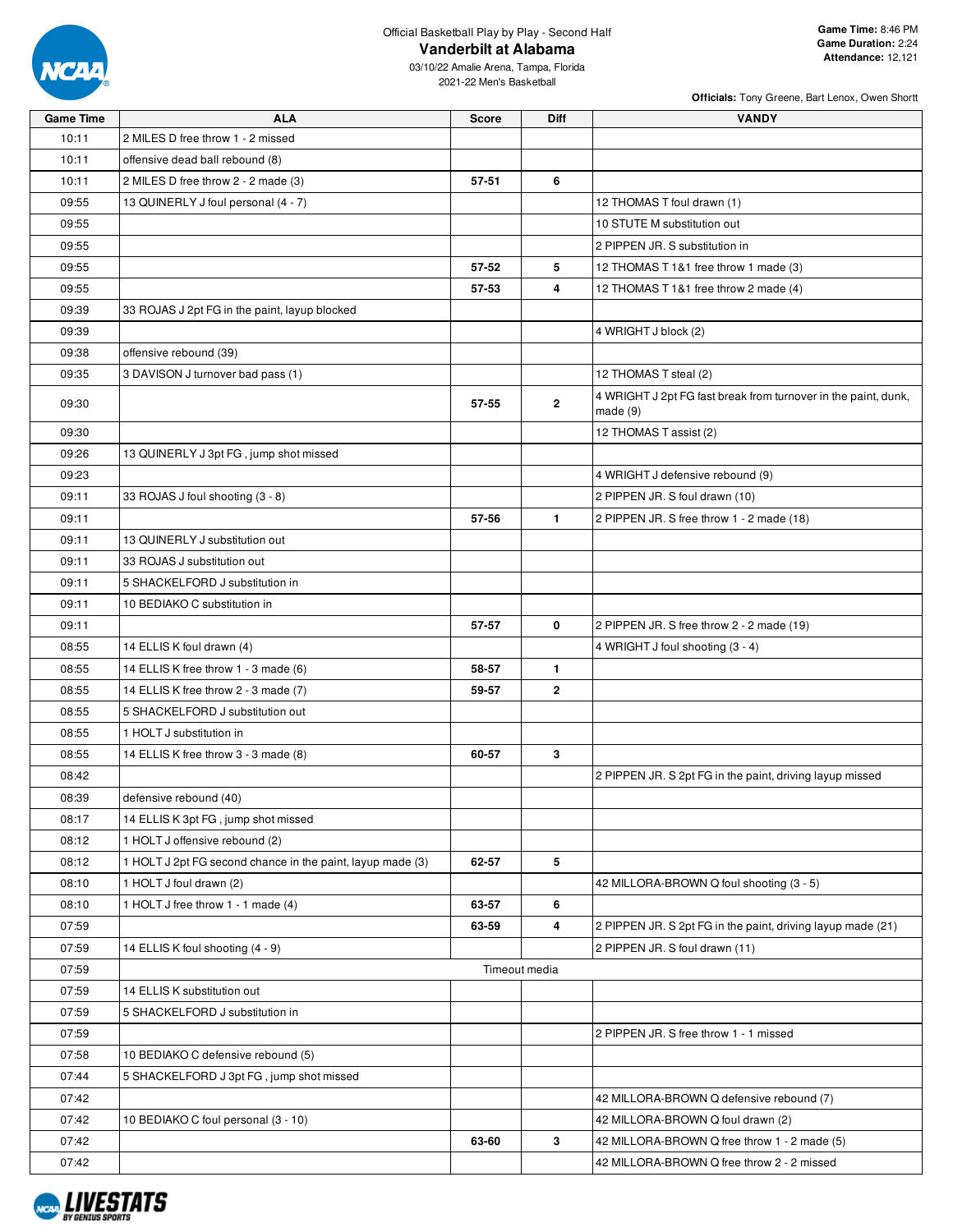Official Basketball Play by Play - Second Half

# Vanderbilt at Alabama

03/10/22 Amalie Arena, Tampa, Florida
2021-22 Men's Basketball

**Game Time:** 8:46 PM
**Game Duration:** 2:24
**Attendance:** 12,121

**Officials:** Tony Greene, Bart Lenox, Owen Shortt

| Game Time | ALA | Score | Diff | VANDY |
|---|---|---|---|---|
| 10:11 | 2 MILES D free throw 1 - 2 missed | | | |
| 10:11 | offensive dead ball rebound (8) | | | |
| 10:11 | 2 MILES D free throw 2 - 2 made (3) | 57-51 | 6 | |
| 09:55 | 13 QUINERLY J foul personal (4 - 7) | | | 12 THOMAS T foul drawn (1) |
| 09:55 | | | | 10 STUTE M substitution out |
| 09:55 | | | | 2 PIPPEN JR. S substitution in |
| 09:55 | | 57-52 | 5 | 12 THOMAS T 1&1 free throw 1 made (3) |
| 09:55 | | 57-53 | 4 | 12 THOMAS T 1&1 free throw 2 made (4) |
| 09:39 | 33 ROJAS J 2pt FG in the paint, layup blocked | | | |
| 09:39 | | | | 4 WRIGHT J block (2) |
| 09:38 | offensive rebound (39) | | | |
| 09:35 | 3 DAVISON J turnover bad pass (1) | | | 12 THOMAS T steal (2) |
| 09:30 | | 57-55 | 2 | 4 WRIGHT J 2pt FG fast break from turnover in the paint, dunk, made (9) |
| 09:30 | | | | 12 THOMAS T assist (2) |
| 09:26 | 13 QUINERLY J 3pt FG , jump shot missed | | | |
| 09:23 | | | | 4 WRIGHT J defensive rebound (9) |
| 09:11 | 33 ROJAS J foul shooting (3 - 8) | | | 2 PIPPEN JR. S foul drawn (10) |
| 09:11 | | 57-56 | 1 | 2 PIPPEN JR. S free throw 1 - 2 made (18) |
| 09:11 | 13 QUINERLY J substitution out | | | |
| 09:11 | 33 ROJAS J substitution out | | | |
| 09:11 | 5 SHACKELFORD J substitution in | | | |
| 09:11 | 10 BEDIAKO C substitution in | | | |
| 09:11 | | 57-57 | 0 | 2 PIPPEN JR. S free throw 2 - 2 made (19) |
| 08:55 | 14 ELLIS K foul drawn (4) | | | 4 WRIGHT J foul shooting (3 - 4) |
| 08:55 | 14 ELLIS K free throw 1 - 3 made (6) | 58-57 | 1 | |
| 08:55 | 14 ELLIS K free throw 2 - 3 made (7) | 59-57 | 2 | |
| 08:55 | 5 SHACKELFORD J substitution out | | | |
| 08:55 | 1 HOLT J substitution in | | | |
| 08:55 | 14 ELLIS K free throw 3 - 3 made (8) | 60-57 | 3 | |
| 08:42 | | | | 2 PIPPEN JR. S 2pt FG in the paint, driving layup missed |
| 08:39 | defensive rebound (40) | | | |
| 08:17 | 14 ELLIS K 3pt FG , jump shot missed | | | |
| 08:12 | 1 HOLT J offensive rebound (2) | | | |
| 08:12 | 1 HOLT J 2pt FG second chance in the paint, layup made (3) | 62-57 | 5 | |
| 08:10 | 1 HOLT J foul drawn (2) | | | 42 MILLORA-BROWN Q foul shooting (3 - 5) |
| 08:10 | 1 HOLT J free throw 1 - 1 made (4) | 63-57 | 6 | |
| 07:59 | | 63-59 | 4 | 2 PIPPEN JR. S 2pt FG in the paint, driving layup made (21) |
| 07:59 | 14 ELLIS K foul shooting (4 - 9) | | | 2 PIPPEN JR. S foul drawn (11) |
| 07:59 | Timeout media | | | |
| 07:59 | 14 ELLIS K substitution out | | | |
| 07:59 | 5 SHACKELFORD J substitution in | | | |
| 07:59 | | | | 2 PIPPEN JR. S free throw 1 - 1 missed |
| 07:58 | 10 BEDIAKO C defensive rebound (5) | | | |
| 07:44 | 5 SHACKELFORD J 3pt FG , jump shot missed | | | |
| 07:42 | | | | 42 MILLORA-BROWN Q defensive rebound (7) |
| 07:42 | 10 BEDIAKO C foul personal (3 - 10) | | | 42 MILLORA-BROWN Q foul drawn (2) |
| 07:42 | | 63-60 | 3 | 42 MILLORA-BROWN Q free throw 1 - 2 made (5) |
| 07:42 | | | | 42 MILLORA-BROWN Q free throw 2 - 2 missed |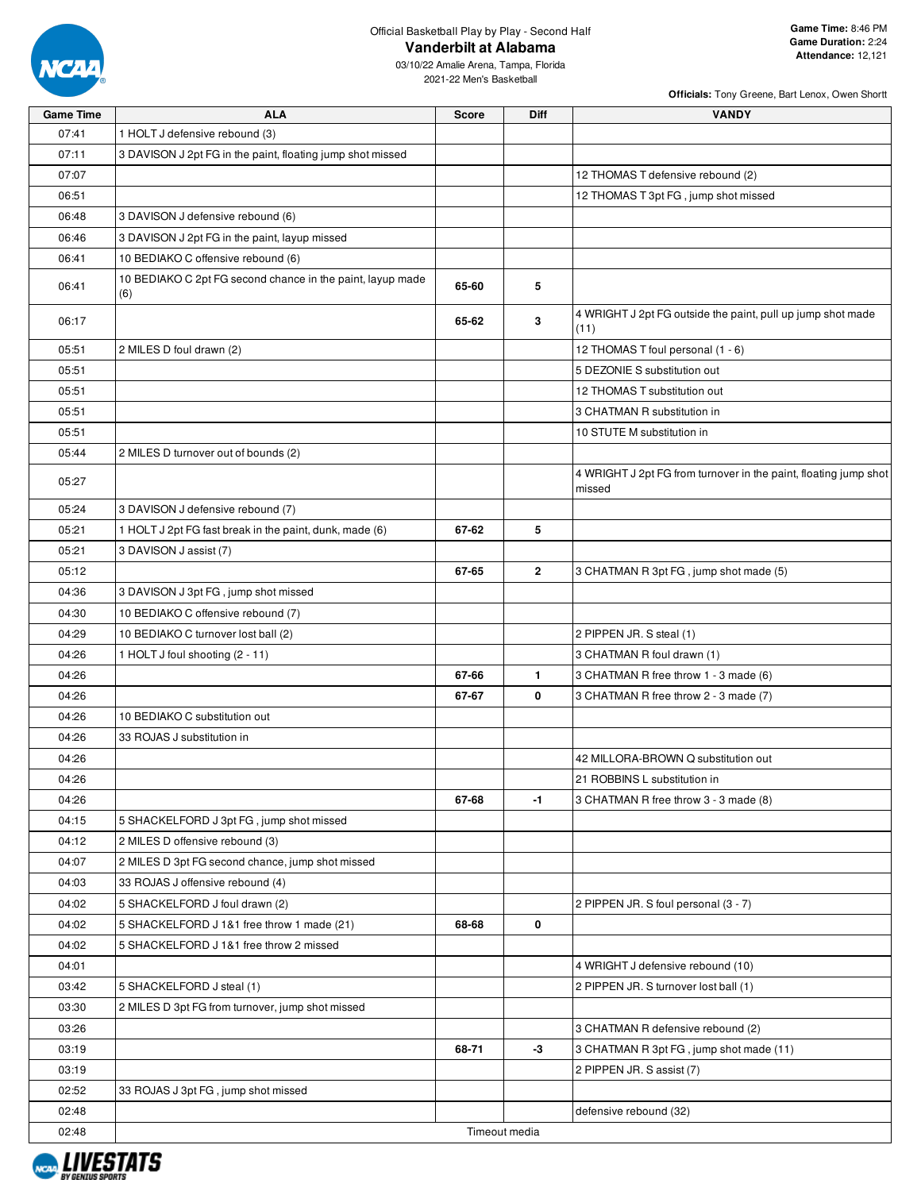Official Basketball Play by Play - Second Half

# Vanderbilt at Alabama

03/10/22 Amalie Arena, Tampa, Florida
2021-22 Men's Basketball

**Game Time:** 8:46 PM
**Game Duration:** 2:24
**Attendance:** 12,121

**Officials:** Tony Greene, Bart Lenox, Owen Shortt

| Game Time | ALA | Score | Diff | VANDY |
|---|---|---|---|---|
| 07:41 | 1 HOLT J defensive rebound (3) | | | |
| 07:11 | 3 DAVISON J 2pt FG in the paint, floating jump shot missed | | | |
| 07:07 | | | | 12 THOMAS T defensive rebound (2) |
| 06:51 | | | | 12 THOMAS T 3pt FG , jump shot missed |
| 06:48 | 3 DAVISON J defensive rebound (6) | | | |
| 06:46 | 3 DAVISON J 2pt FG in the paint, layup missed | | | |
| 06:41 | 10 BEDIAKO C offensive rebound (6) | | | |
| 06:41 | 10 BEDIAKO C 2pt FG second chance in the paint, layup made (6) | 65-60 | 5 | |
| 06:17 | | 65-62 | 3 | 4 WRIGHT J 2pt FG outside the paint, pull up jump shot made (11) |
| 05:51 | 2 MILES D foul drawn (2) | | | 12 THOMAS T foul personal (1 - 6) |
| 05:51 | | | | 5 DEZONIE S substitution out |
| 05:51 | | | | 12 THOMAS T substitution out |
| 05:51 | | | | 3 CHATMAN R substitution in |
| 05:51 | | | | 10 STUTE M substitution in |
| 05:44 | 2 MILES D turnover out of bounds (2) | | | |
| 05:27 | | | | 4 WRIGHT J 2pt FG from turnover in the paint, floating jump shot missed |
| 05:24 | 3 DAVISON J defensive rebound (7) | | | |
| 05:21 | 1 HOLT J 2pt FG fast break in the paint, dunk, made (6) | 67-62 | 5 | |
| 05:21 | 3 DAVISON J assist (7) | | | |
| 05:12 | | 67-65 | 2 | 3 CHATMAN R 3pt FG , jump shot made (5) |
| 04:36 | 3 DAVISON J 3pt FG , jump shot missed | | | |
| 04:30 | 10 BEDIAKO C offensive rebound (7) | | | |
| 04:29 | 10 BEDIAKO C turnover lost ball (2) | | | 2 PIPPEN JR. S steal (1) |
| 04:26 | 1 HOLT J foul shooting (2 - 11) | | | 3 CHATMAN R foul drawn (1) |
| 04:26 | | 67-66 | 1 | 3 CHATMAN R free throw 1 - 3 made (6) |
| 04:26 | | 67-67 | 0 | 3 CHATMAN R free throw 2 - 3 made (7) |
| 04:26 | 10 BEDIAKO C substitution out | | | |
| 04:26 | 33 ROJAS J substitution in | | | |
| 04:26 | | | | 42 MILLORA-BROWN Q substitution out |
| 04:26 | | | | 21 ROBBINS L substitution in |
| 04:26 | | 67-68 | -1 | 3 CHATMAN R free throw 3 - 3 made (8) |
| 04:15 | 5 SHACKELFORD J 3pt FG , jump shot missed | | | |
| 04:12 | 2 MILES D offensive rebound (3) | | | |
| 04:07 | 2 MILES D 3pt FG second chance, jump shot missed | | | |
| 04:03 | 33 ROJAS J offensive rebound (4) | | | |
| 04:02 | 5 SHACKELFORD J foul drawn (2) | | | 2 PIPPEN JR. S foul personal (3 - 7) |
| 04:02 | 5 SHACKELFORD J 1&1 free throw 1 made (21) | 68-68 | 0 | |
| 04:02 | 5 SHACKELFORD J 1&1 free throw 2 missed | | | |
| 04:01 | | | | 4 WRIGHT J defensive rebound (10) |
| 03:42 | 5 SHACKELFORD J steal (1) | | | 2 PIPPEN JR. S turnover lost ball (1) |
| 03:30 | 2 MILES D 3pt FG from turnover, jump shot missed | | | |
| 03:26 | | | | 3 CHATMAN R defensive rebound (2) |
| 03:19 | | 68-71 | -3 | 3 CHATMAN R 3pt FG , jump shot made (11) |
| 03:19 | | | | 2 PIPPEN JR. S assist (7) |
| 02:52 | 33 ROJAS J 3pt FG , jump shot missed | | | |
| 02:48 | | | | defensive rebound (32) |
| 02:48 | | Timeout media | | |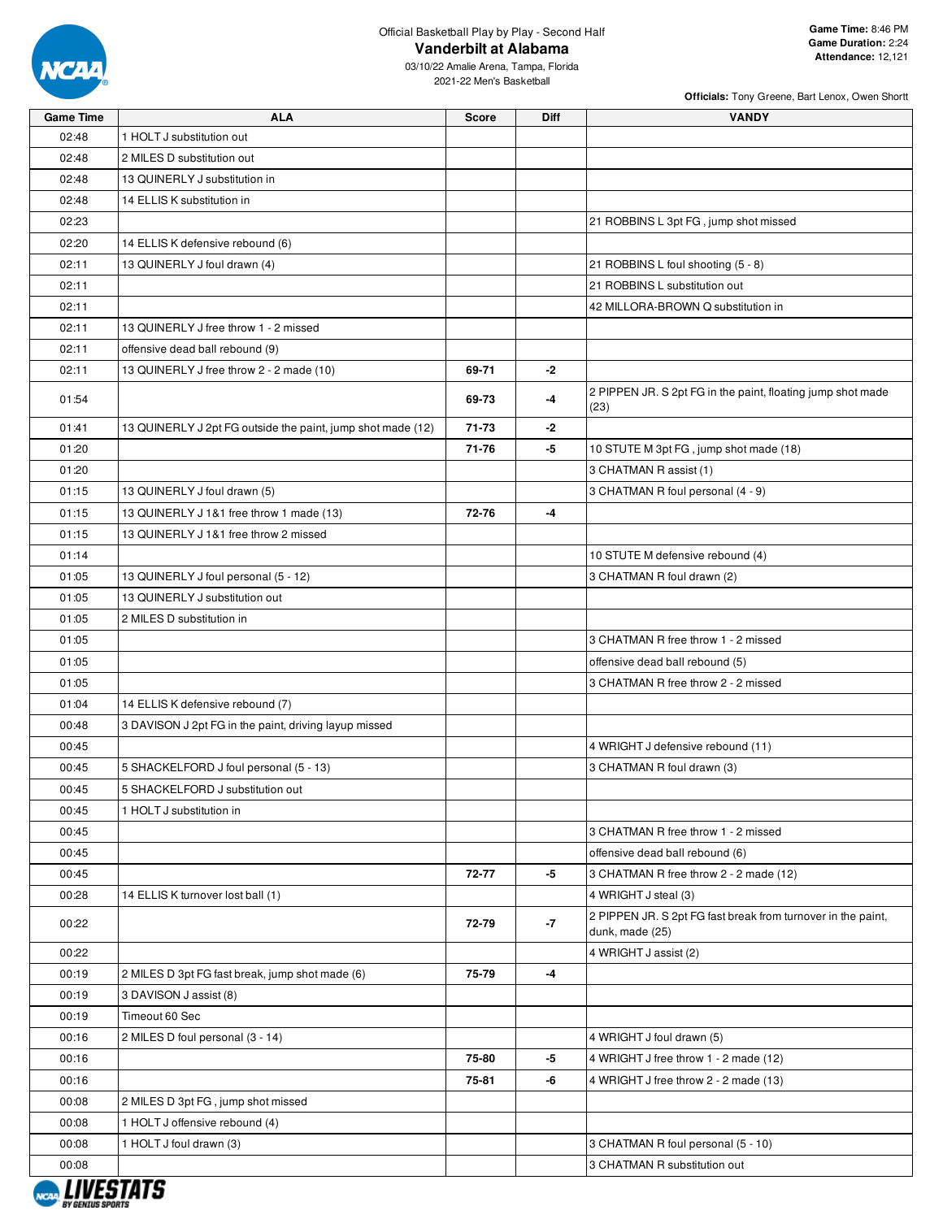Official Basketball Play by Play - Second Half

# Vanderbilt at Alabama

03/10/22 Amalie Arena, Tampa, Florida
2021-22 Men's Basketball

**Game Time:** 8:46 PM
**Game Duration:** 2:24
**Attendance:** 12,121

**Officials:** Tony Greene, Bart Lenox, Owen Shortt

| Game Time | ALA | Score | Diff | VANDY |
|---|---|---|---|---|
| 02:48 | 1 HOLT J substitution out | | | |
| 02:48 | 2 MILES D substitution out | | | |
| 02:48 | 13 QUINERLY J substitution in | | | |
| 02:48 | 14 ELLIS K substitution in | | | |
| 02:23 | | | | 21 ROBBINS L 3pt FG , jump shot missed |
| 02:20 | 14 ELLIS K defensive rebound (6) | | | |
| 02:11 | 13 QUINERLY J foul drawn (4) | | | 21 ROBBINS L foul shooting (5 - 8) |
| 02:11 | | | | 21 ROBBINS L substitution out |
| 02:11 | | | | 42 MILLORA-BROWN Q substitution in |
| 02:11 | 13 QUINERLY J free throw 1 - 2 missed | | | |
| 02:11 | offensive dead ball rebound (9) | | | |
| 02:11 | 13 QUINERLY J free throw 2 - 2 made (10) | 69-71 | -2 | |
| 01:54 | | 69-73 | -4 | 2 PIPPEN JR. S 2pt FG in the paint, floating jump shot made (23) |
| 01:41 | 13 QUINERLY J 2pt FG outside the paint, jump shot made (12) | 71-73 | -2 | |
| 01:20 | | 71-76 | -5 | 10 STUTE M 3pt FG , jump shot made (18) |
| 01:20 | | | | 3 CHATMAN R assist (1) |
| 01:15 | 13 QUINERLY J foul drawn (5) | | | 3 CHATMAN R foul personal (4 - 9) |
| 01:15 | 13 QUINERLY J 1&1 free throw 1 made (13) | 72-76 | -4 | |
| 01:15 | 13 QUINERLY J 1&1 free throw 2 missed | | | |
| 01:14 | | | | 10 STUTE M defensive rebound (4) |
| 01:05 | 13 QUINERLY J foul personal (5 - 12) | | | 3 CHATMAN R foul drawn (2) |
| 01:05 | 13 QUINERLY J substitution out | | | |
| 01:05 | 2 MILES D substitution in | | | |
| 01:05 | | | | 3 CHATMAN R free throw 1 - 2 missed |
| 01:05 | | | | offensive dead ball rebound (5) |
| 01:05 | | | | 3 CHATMAN R free throw 2 - 2 missed |
| 01:04 | 14 ELLIS K defensive rebound (7) | | | |
| 00:48 | 3 DAVISON J 2pt FG in the paint, driving layup missed | | | |
| 00:45 | | | | 4 WRIGHT J defensive rebound (11) |
| 00:45 | 5 SHACKELFORD J foul personal (5 - 13) | | | 3 CHATMAN R foul drawn (3) |
| 00:45 | 5 SHACKELFORD J substitution out | | | |
| 00:45 | 1 HOLT J substitution in | | | |
| 00:45 | | | | 3 CHATMAN R free throw 1 - 2 missed |
| 00:45 | | | | offensive dead ball rebound (6) |
| 00:45 | | 72-77 | -5 | 3 CHATMAN R free throw 2 - 2 made (12) |
| 00:28 | 14 ELLIS K turnover lost ball (1) | | | 4 WRIGHT J steal (3) |
| 00:22 | | 72-79 | -7 | 2 PIPPEN JR. S 2pt FG fast break from turnover in the paint, dunk, made (25) |
| 00:22 | | | | 4 WRIGHT J assist (2) |
| 00:19 | 2 MILES D 3pt FG fast break, jump shot made (6) | 75-79 | -4 | |
| 00:19 | 3 DAVISON J assist (8) | | | |
| 00:19 | Timeout 60 Sec | | | |
| 00:16 | 2 MILES D foul personal (3 - 14) | | | 4 WRIGHT J foul drawn (5) |
| 00:16 | | 75-80 | -5 | 4 WRIGHT J free throw 1 - 2 made (12) |
| 00:16 | | 75-81 | -6 | 4 WRIGHT J free throw 2 - 2 made (13) |
| 00:08 | 2 MILES D 3pt FG , jump shot missed | | | |
| 00:08 | 1 HOLT J offensive rebound (4) | | | |
| 00:08 | 1 HOLT J foul drawn (3) | | | 3 CHATMAN R foul personal (5 - 10) |
| 00:08 | | | | 3 CHATMAN R substitution out |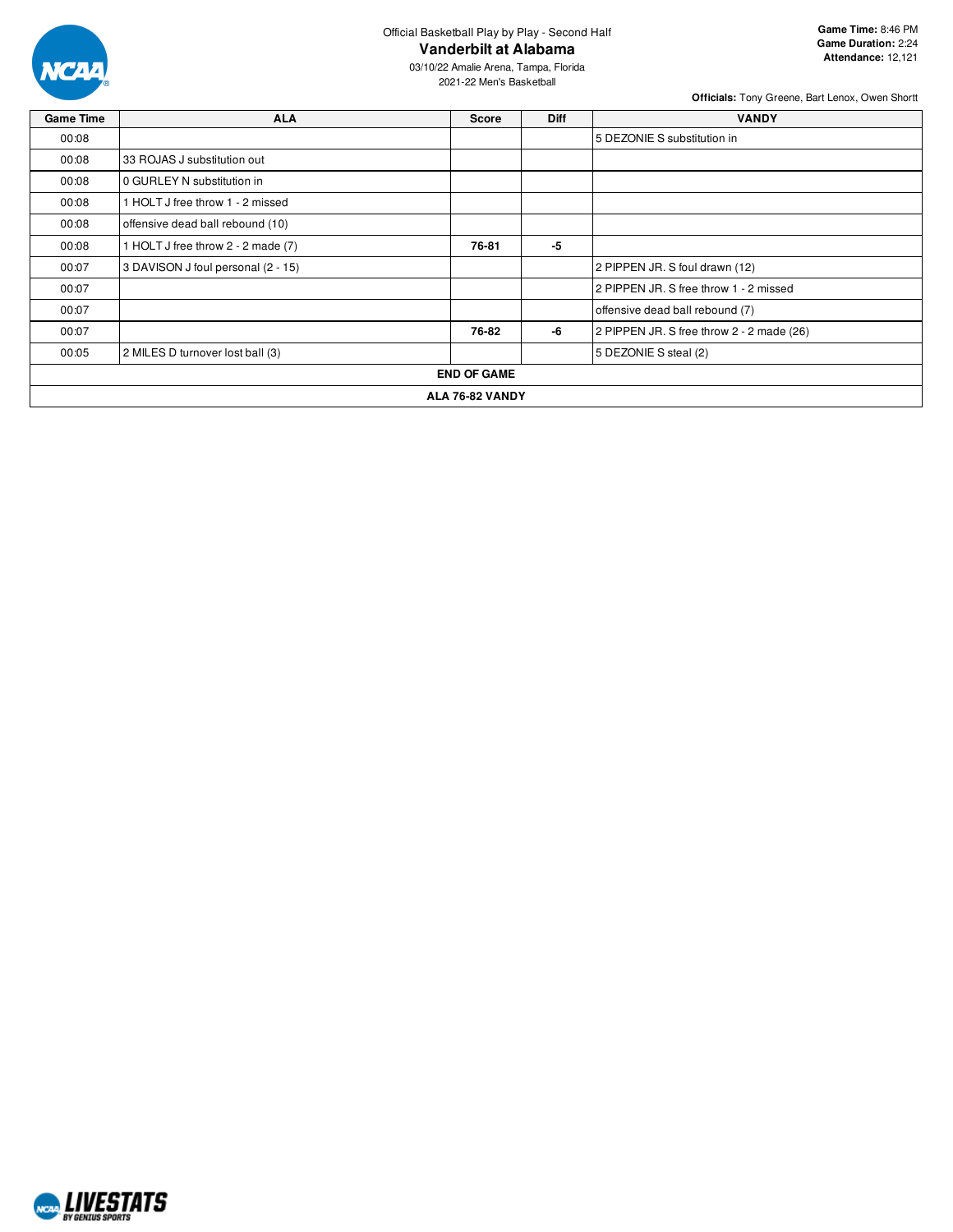Official Basketball Play by Play - Second Half

# Vanderbilt at Alabama

03/10/22 Amalie Arena, Tampa, Florida
2021-22 Men's Basketball

**Game Time:** 8:46 PM
**Game Duration:** 2:24
**Attendance:** 12,121

**Officials:** Tony Greene, Bart Lenox, Owen Shortt

| Game Time | ALA | Score | Diff | VANDY |
|---|---|---|---|---|
| 00:08 | | | | 5 DEZONIE S substitution in |
| 00:08 | 33 ROJAS J substitution out | | | |
| 00:08 | 0 GURLEY N substitution in | | | |
| 00:08 | 1 HOLT J free throw 1 - 2 missed | | | |
| 00:08 | offensive dead ball rebound (10) | | | |
| 00:08 | 1 HOLT J free throw 2 - 2 made (7) | **76-81** | **-5** | |
| 00:07 | 3 DAVISON J foul personal (2 - 15) | | | 2 PIPPEN JR. S foul drawn (12) |
| 00:07 | | | | 2 PIPPEN JR. S free throw 1 - 2 missed |
| 00:07 | | | | offensive dead ball rebound (7) |
| 00:07 | | **76-82** | **-6** | 2 PIPPEN JR. S free throw 2 - 2 made (26) |
| 00:05 | 2 MILES D turnover lost ball (3) | | | 5 DEZONIE S steal (2) |
| **END OF GAME** | | | | |
| **ALA 76-82 VANDY** | | | | |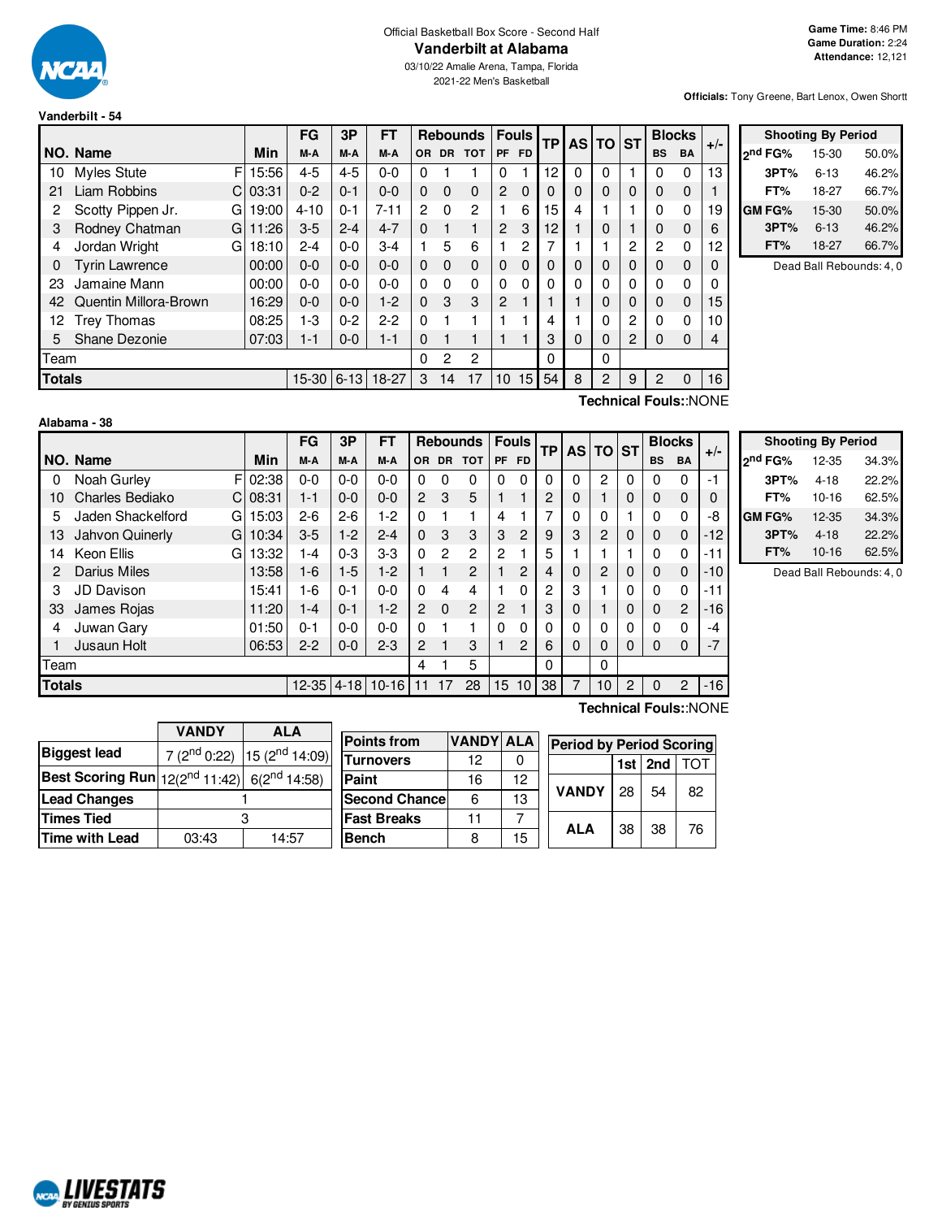Official Basketball Box Score - Second Half

# Vanderbilt at Alabama

03/10/22 Amalie Arena, Tampa, Florida

2021-22 Men's Basketball

**Game Time:** 8:46 PM
**Game Duration:** 2:24
**Attendance:** 12,121

**Officials:** Tony Greene, Bart Lenox, Owen Shortt

## Vanderbilt - 54

| NO. | Name | | Min | FG M-A | 3P M-A | FT M-A | OR | DR | TOT | PF | FD | TP | AS | TO | ST | BS | BA | +/- |
|---|---|---|---|---|---|---|---|---|---|---|---|---|---|---|---|---|---|---|
| 10 | Myles Stute | F | 15:56 | 4-5 | 4-5 | 0-0 | 0 | 1 | 1 | 0 | 1 | 12 | 0 | 0 | 1 | 0 | 0 | 13 |
| 21 | Liam Robbins | C | 03:31 | 0-2 | 0-1 | 0-0 | 0 | 0 | 0 | 2 | 0 | 0 | 0 | 0 | 0 | 0 | 0 | 1 |
| 2 | Scotty Pippen Jr. | G | 19:00 | 4-10 | 0-1 | 7-11 | 2 | 0 | 2 | 1 | 6 | 15 | 4 | 1 | 1 | 0 | 0 | 19 |
| 3 | Rodney Chatman | G | 11:26 | 3-5 | 2-4 | 4-7 | 0 | 1 | 1 | 2 | 3 | 12 | 1 | 0 | 1 | 0 | 0 | 6 |
| 4 | Jordan Wright | G | 18:10 | 2-4 | 0-0 | 3-4 | 1 | 5 | 6 | 1 | 2 | 7 | 1 | 1 | 2 | 2 | 0 | 12 |
| 0 | Tyrin Lawrence | | 00:00 | 0-0 | 0-0 | 0-0 | 0 | 0 | 0 | 0 | 0 | 0 | 0 | 0 | 0 | 0 | 0 | 0 |
| 23 | Jamaine Mann | | 00:00 | 0-0 | 0-0 | 0-0 | 0 | 0 | 0 | 0 | 0 | 0 | 0 | 0 | 0 | 0 | 0 | 0 |
| 42 | Quentin Millora-Brown | | 16:29 | 0-0 | 0-0 | 1-2 | 0 | 3 | 3 | 2 | 1 | 1 | 1 | 0 | 0 | 0 | 0 | 15 |
| 12 | Trey Thomas | | 08:25 | 1-3 | 0-2 | 2-2 | 0 | 1 | 1 | 1 | 1 | 4 | 1 | 0 | 2 | 0 | 0 | 10 |
| 5 | Shane Dezonie | | 07:03 | 1-1 | 0-0 | 1-1 | 0 | 1 | 1 | 1 | 1 | 3 | 0 | 0 | 2 | 0 | 0 | 4 |
| | Team | | | | | | 0 | 2 | 2 | | | 0 | | 0 | | | | |
| | **Totals** | | | 15-30 | 6-13 | 18-27 | 3 | 14 | 17 | 10 | 15 | 54 | 8 | 2 | 9 | 2 | 0 | 16 |

Technical Fouls::NONE

| Shooting By Period | | |
|---|---|---|
| 2nd FG% | 15-30 | 50.0% |
| 3PT% | 6-13 | 46.2% |
| FT% | 18-27 | 66.7% |
| GM FG% | 15-30 | 50.0% |
| 3PT% | 6-13 | 46.2% |
| FT% | 18-27 | 66.7% |

Dead Ball Rebounds: 4, 0

## Alabama - 38

| NO. | Name | | Min | FG M-A | 3P M-A | FT M-A | OR | DR | TOT | PF | FD | TP | AS | TO | ST | BS | BA | +/- |
|---|---|---|---|---|---|---|---|---|---|---|---|---|---|---|---|---|---|---|
| 0 | Noah Gurley | F | 02:38 | 0-0 | 0-0 | 0-0 | 0 | 0 | 0 | 0 | 0 | 0 | 0 | 2 | 0 | 0 | 0 | -1 |
| 10 | Charles Bediako | C | 08:31 | 1-1 | 0-0 | 0-0 | 2 | 3 | 5 | 1 | 1 | 2 | 0 | 1 | 0 | 0 | 0 | 0 |
| 5 | Jaden Shackelford | G | 15:03 | 2-6 | 2-6 | 1-2 | 0 | 1 | 1 | 4 | 1 | 7 | 0 | 0 | 1 | 0 | 0 | -8 |
| 13 | Jahvon Quinerly | G | 10:34 | 3-5 | 1-2 | 2-4 | 0 | 3 | 3 | 3 | 2 | 9 | 3 | 2 | 0 | 0 | 0 | -12 |
| 14 | Keon Ellis | G | 13:32 | 1-4 | 0-3 | 3-3 | 0 | 2 | 2 | 2 | 1 | 5 | 1 | 1 | 1 | 0 | 0 | -11 |
| 2 | Darius Miles | | 13:58 | 1-6 | 1-5 | 1-2 | 1 | 1 | 2 | 1 | 2 | 4 | 0 | 2 | 0 | 0 | 0 | -10 |
| 3 | JD Davison | | 15:41 | 1-6 | 0-1 | 0-0 | 0 | 4 | 4 | 1 | 0 | 2 | 3 | 1 | 0 | 0 | 0 | -11 |
| 33 | James Rojas | | 11:20 | 1-4 | 0-1 | 1-2 | 2 | 0 | 2 | 2 | 1 | 3 | 0 | 1 | 0 | 0 | 2 | -16 |
| 4 | Juwan Gary | | 01:50 | 0-1 | 0-0 | 0-0 | 0 | 1 | 1 | 0 | 0 | 0 | 0 | 0 | 0 | 0 | 0 | -4 |
| 1 | Jusaun Holt | | 06:53 | 2-2 | 0-0 | 2-3 | 2 | 1 | 3 | 1 | 2 | 6 | 0 | 0 | 0 | 0 | 0 | -7 |
| | Team | | | | | | 4 | 1 | 5 | | | 0 | | 0 | | | | |
| | **Totals** | | | 12-35 | 4-18 | 10-16 | 11 | 17 | 28 | 15 | 10 | 38 | 7 | 10 | 2 | 0 | 2 | -16 |

Technical Fouls::NONE

| Shooting By Period | | |
|---|---|---|
| 2nd FG% | 12-35 | 34.3% |
| 3PT% | 4-18 | 22.2% |
| FT% | 10-16 | 62.5% |
| GM FG% | 12-35 | 34.3% |
| 3PT% | 4-18 | 22.2% |
| FT% | 10-16 | 62.5% |

Dead Ball Rebounds: 4, 0

| | VANDY | ALA |
|---|---|---|
| Biggest lead | 7 (2nd 0:22) | 15 (2nd 14:09) |
| Best Scoring Run | 12(2nd 11:42) | 6(2nd 14:58) |
| Lead Changes | 1 | |
| Times Tied | 3 | |
| Time with Lead | 03:43 | 14:57 |

| Points from | VANDY | ALA |
|---|---|---|
| Turnovers | 12 | 0 |
| Paint | 16 | 12 |
| Second Chance | 6 | 13 |
| Fast Breaks | 11 | 7 |
| Bench | 8 | 15 |

| Period by Period Scoring | 1st | 2nd | TOT |
|---|---|---|---|
| VANDY | 28 | 54 | 82 |
| ALA | 38 | 38 | 76 |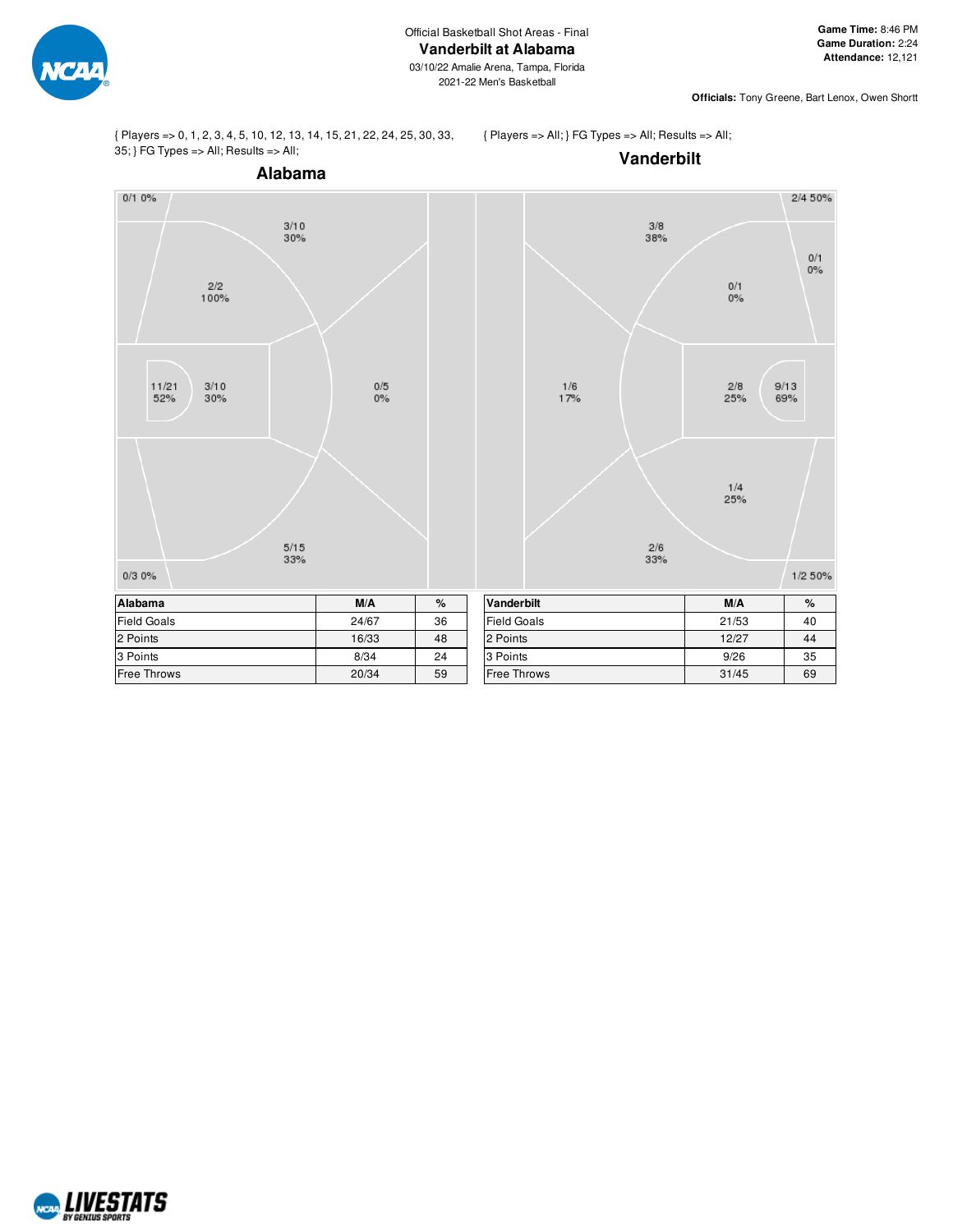Official Basketball Shot Areas - Final

# Vanderbilt at Alabama

03/10/22 Amalie Arena, Tampa, Florida

2021-22 Men's Basketball

**Game Time:** 8:46 PM
**Game Duration:** 2:24
**Attendance:** 12,121

**Officials:** Tony Greene, Bart Lenox, Owen Shortt

{ Players => 0, 1, 2, 3, 4, 5, 10, 12, 13, 14, 15, 21, 22, 24, 25, 30, 33, 35; } FG Types => All; Results => All;

## Alabama

0/1 0%

3/10 30%

2/2 100%

11/21 52%

3/10 30%

0/5 0%

5/15 33%

0/3 0%

{ Players => All; } FG Types => All; Results => All;

## Vanderbilt

2/4 50%

3/8 38%

0/1 0%

0/1 0%

1/6 17%

2/8 25%

9/13 69%

1/4 25%

2/6 33%

1/2 50%

| Alabama | M/A | % |
|---|---|---|
| Field Goals | 24/67 | 36 |
| 2 Points | 16/33 | 48 |
| 3 Points | 8/34 | 24 |
| Free Throws | 20/34 | 59 |

| Vanderbilt | M/A | % |
|---|---|---|
| Field Goals | 21/53 | 40 |
| 2 Points | 12/27 | 44 |
| 3 Points | 9/26 | 35 |
| Free Throws | 31/45 | 69 |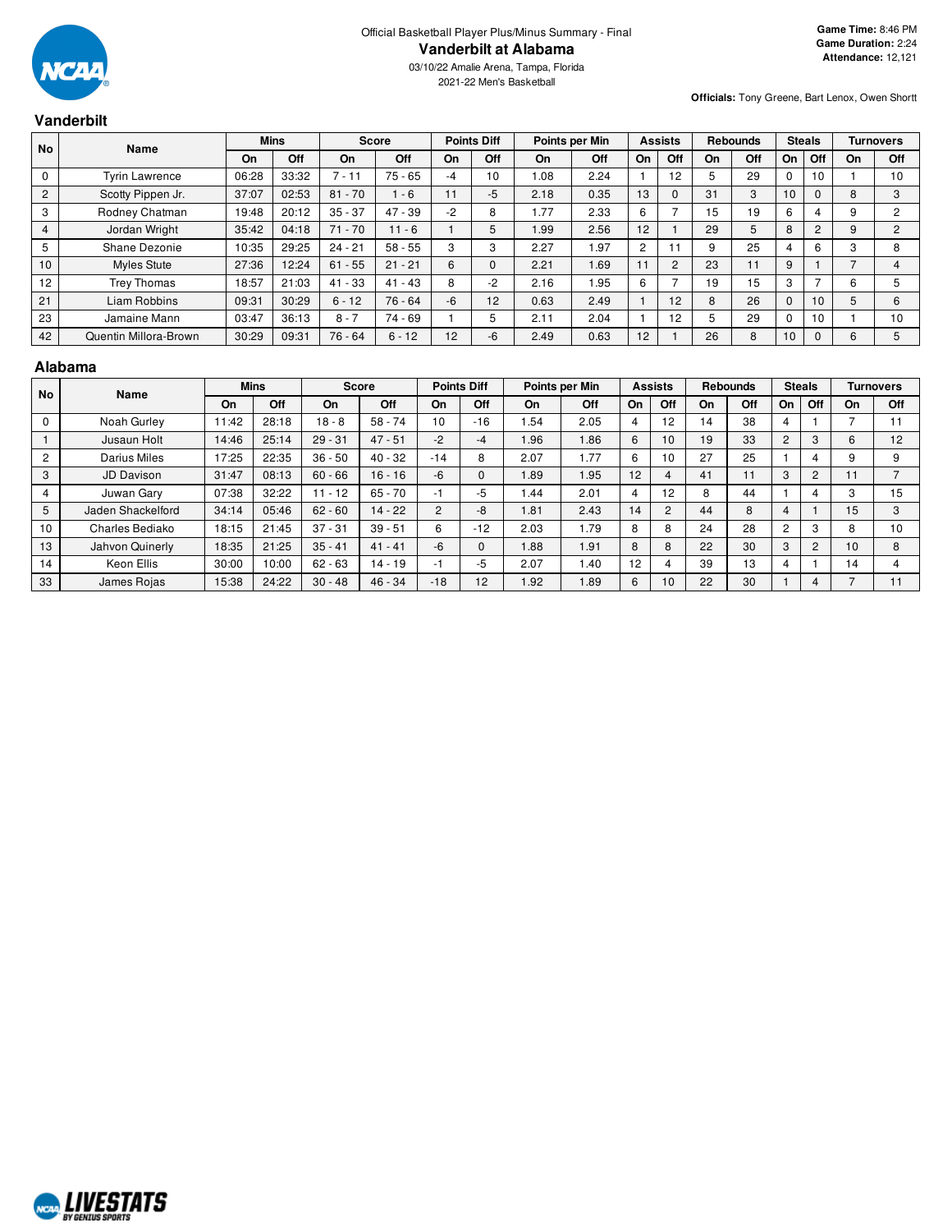Official Basketball Player Plus/Minus Summary - Final

# Vanderbilt at Alabama

03/10/22 Amalie Arena, Tampa, Florida

2021-22 Men's Basketball

**Game Time:** 8:46 PM
**Game Duration:** 2:24
**Attendance:** 12,121

**Officials:** Tony Greene, Bart Lenox, Owen Shortt

## Vanderbilt

| No | Name | Mins | | Score | | Points Diff | | Points per Min | | Assists | | Rebounds | | Steals | | Turnovers | |
|---|---|---|---|---|---|---|---|---|---|---|---|---|---|---|---|---|---|
| | | On | Off | On | Off | On | Off | On | Off | On | Off | On | Off | On | Off | On | Off |
| 0 | Tyrin Lawrence | 06:28 | 33:32 | 7 - 11 | 75 - 65 | -4 | 10 | 1.08 | 2.24 | 1 | 12 | 5 | 29 | 0 | 10 | 1 | 10 |
| 2 | Scotty Pippen Jr. | 37:07 | 02:53 | 81 - 70 | 1 - 6 | 11 | -5 | 2.18 | 0.35 | 13 | 0 | 31 | 3 | 10 | 0 | 8 | 3 |
| 3 | Rodney Chatman | 19:48 | 20:12 | 35 - 37 | 47 - 39 | -2 | 8 | 1.77 | 2.33 | 6 | 7 | 15 | 19 | 6 | 4 | 9 | 2 |
| 4 | Jordan Wright | 35:42 | 04:18 | 71 - 70 | 11 - 6 | 1 | 5 | 1.99 | 2.56 | 12 | 1 | 29 | 5 | 8 | 2 | 9 | 2 |
| 5 | Shane Dezonie | 10:35 | 29:25 | 24 - 21 | 58 - 55 | 3 | 3 | 2.27 | 1.97 | 2 | 11 | 9 | 25 | 4 | 6 | 3 | 8 |
| 10 | Myles Stute | 27:36 | 12:24 | 61 - 55 | 21 - 21 | 6 | 0 | 2.21 | 1.69 | 11 | 2 | 23 | 11 | 9 | 1 | 7 | 4 |
| 12 | Trey Thomas | 18:57 | 21:03 | 41 - 33 | 41 - 43 | 8 | -2 | 2.16 | 1.95 | 6 | 7 | 19 | 15 | 3 | 7 | 6 | 5 |
| 21 | Liam Robbins | 09:31 | 30:29 | 6 - 12 | 76 - 64 | -6 | 12 | 0.63 | 2.49 | 1 | 12 | 8 | 26 | 0 | 10 | 5 | 6 |
| 23 | Jamaine Mann | 03:47 | 36:13 | 8 - 7 | 74 - 69 | 1 | 5 | 2.11 | 2.04 | 1 | 12 | 5 | 29 | 0 | 10 | 1 | 10 |
| 42 | Quentin Millora-Brown | 30:29 | 09:31 | 76 - 64 | 6 - 12 | 12 | -6 | 2.49 | 0.63 | 12 | 1 | 26 | 8 | 10 | 0 | 6 | 5 |

## Alabama

| No | Name | Mins | | Score | | Points Diff | | Points per Min | | Assists | | Rebounds | | Steals | | Turnovers | |
|---|---|---|---|---|---|---|---|---|---|---|---|---|---|---|---|---|---|
| | | On | Off | On | Off | On | Off | On | Off | On | Off | On | Off | On | Off | On | Off |
| 0 | Noah Gurley | 11:42 | 28:18 | 18 - 8 | 58 - 74 | 10 | -16 | 1.54 | 2.05 | 4 | 12 | 14 | 38 | 4 | 1 | 7 | 11 |
| 1 | Jusaun Holt | 14:46 | 25:14 | 29 - 31 | 47 - 51 | -2 | -4 | 1.96 | 1.86 | 6 | 10 | 19 | 33 | 2 | 3 | 6 | 12 |
| 2 | Darius Miles | 17:25 | 22:35 | 36 - 50 | 40 - 32 | -14 | 8 | 2.07 | 1.77 | 6 | 10 | 27 | 25 | 1 | 4 | 9 | 9 |
| 3 | JD Davison | 31:47 | 08:13 | 60 - 66 | 16 - 16 | -6 | 0 | 1.89 | 1.95 | 12 | 4 | 41 | 11 | 3 | 2 | 11 | 7 |
| 4 | Juwan Gary | 07:38 | 32:22 | 11 - 12 | 65 - 70 | -1 | -5 | 1.44 | 2.01 | 4 | 12 | 8 | 44 | 1 | 4 | 3 | 15 |
| 5 | Jaden Shackelford | 34:14 | 05:46 | 62 - 60 | 14 - 22 | 2 | -8 | 1.81 | 2.43 | 14 | 2 | 44 | 8 | 4 | 1 | 15 | 3 |
| 10 | Charles Bediako | 18:15 | 21:45 | 37 - 31 | 39 - 51 | 6 | -12 | 2.03 | 1.79 | 8 | 8 | 24 | 28 | 2 | 3 | 8 | 10 |
| 13 | Jahvon Quinerly | 18:35 | 21:25 | 35 - 41 | 41 - 41 | -6 | 0 | 1.88 | 1.91 | 8 | 8 | 22 | 30 | 3 | 2 | 10 | 8 |
| 14 | Keon Ellis | 30:00 | 10:00 | 62 - 63 | 14 - 19 | -1 | -5 | 2.07 | 1.40 | 12 | 4 | 39 | 13 | 4 | 1 | 14 | 4 |
| 33 | James Rojas | 15:38 | 24:22 | 30 - 48 | 46 - 34 | -18 | 12 | 1.92 | 1.89 | 6 | 10 | 22 | 30 | 1 | 4 | 7 | 11 |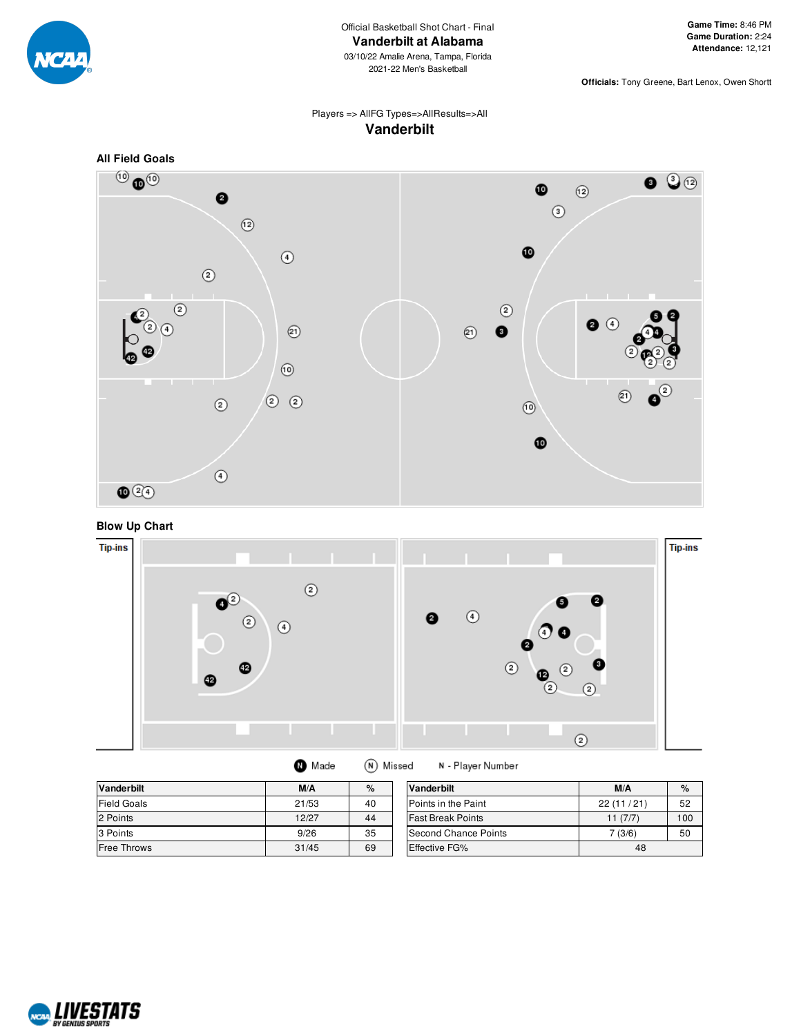Official Basketball Shot Chart - Final

# Vanderbilt at Alabama

03/10/22 Amalie Arena, Tampa, Florida

2021-22 Men's Basketball

**Game Time:** 8:46 PM
**Game Duration:** 2:24
**Attendance:** 12,121

**Officials:** Tony Greene, Bart Lenox, Owen Shortt

Players => AllFG Types=>AllResults=>All

## Vanderbilt

### All Field Goals

### Blow Up Chart

Tip-ins

Tip-ins

(N) Made (N) Missed N - Player Number

| Vanderbilt | M/A | % |
|---|---|---|
| Field Goals | 21/53 | 40 |
| 2 Points | 12/27 | 44 |
| 3 Points | 9/26 | 35 |
| Free Throws | 31/45 | 69 |

| Vanderbilt | M/A | % |
|---|---|---|
| Points in the Paint | 22 (11 / 21) | 52 |
| Fast Break Points | 11 (7/7) | 100 |
| Second Chance Points | 7 (3/6) | 50 |
| Effective FG% | 48 | |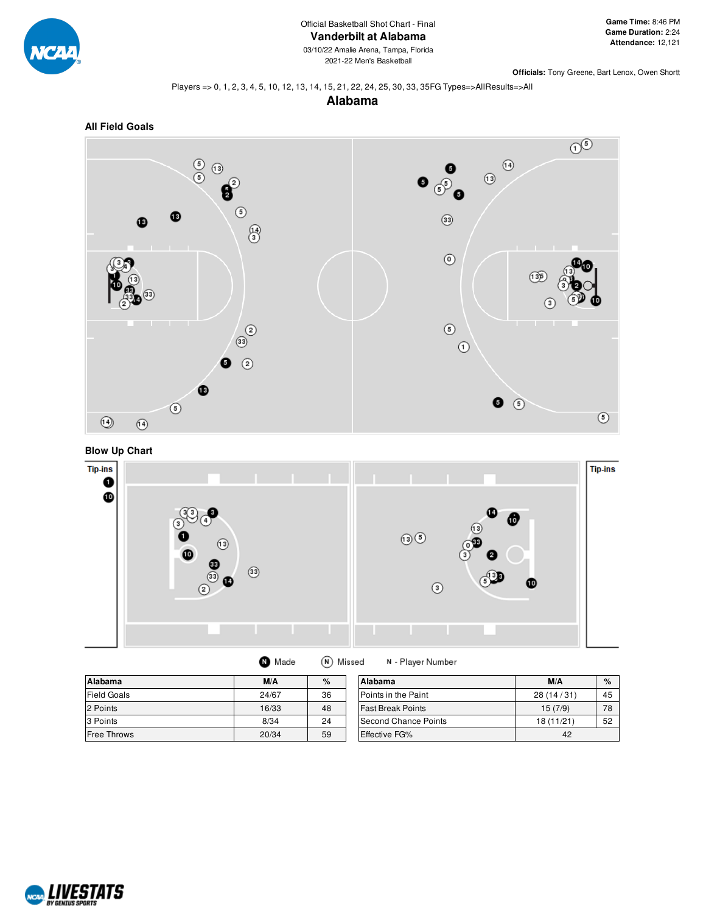Official Basketball Shot Chart - Final

# Vanderbilt at Alabama

03/10/22 Amalie Arena, Tampa, Florida
2021-22 Men's Basketball

**Game Time:** 8:46 PM
**Game Duration:** 2:24
**Attendance:** 12,121

**Officials:** Tony Greene, Bart Lenox, Owen Shortt

Players => 0, 1, 2, 3, 4, 5, 10, 12, 13, 14, 15, 21, 22, 24, 25, 30, 33, 35FG Types=>AllResults=>All

## Alabama

### All Field Goals

### Blow Up Chart

Tip-ins

Tip-ins

Made   Missed   N - Player Number

| Alabama | M/A | % |
|---|---|---|
| Field Goals | 24/67 | 36 |
| 2 Points | 16/33 | 48 |
| 3 Points | 8/34 | 24 |
| Free Throws | 20/34 | 59 |

| Alabama | M/A | % |
|---|---|---|
| Points in the Paint | 28 (14 / 31) | 45 |
| Fast Break Points | 15 (7/9) | 78 |
| Second Chance Points | 18 (11/21) | 52 |
| Effective FG% | 42 | |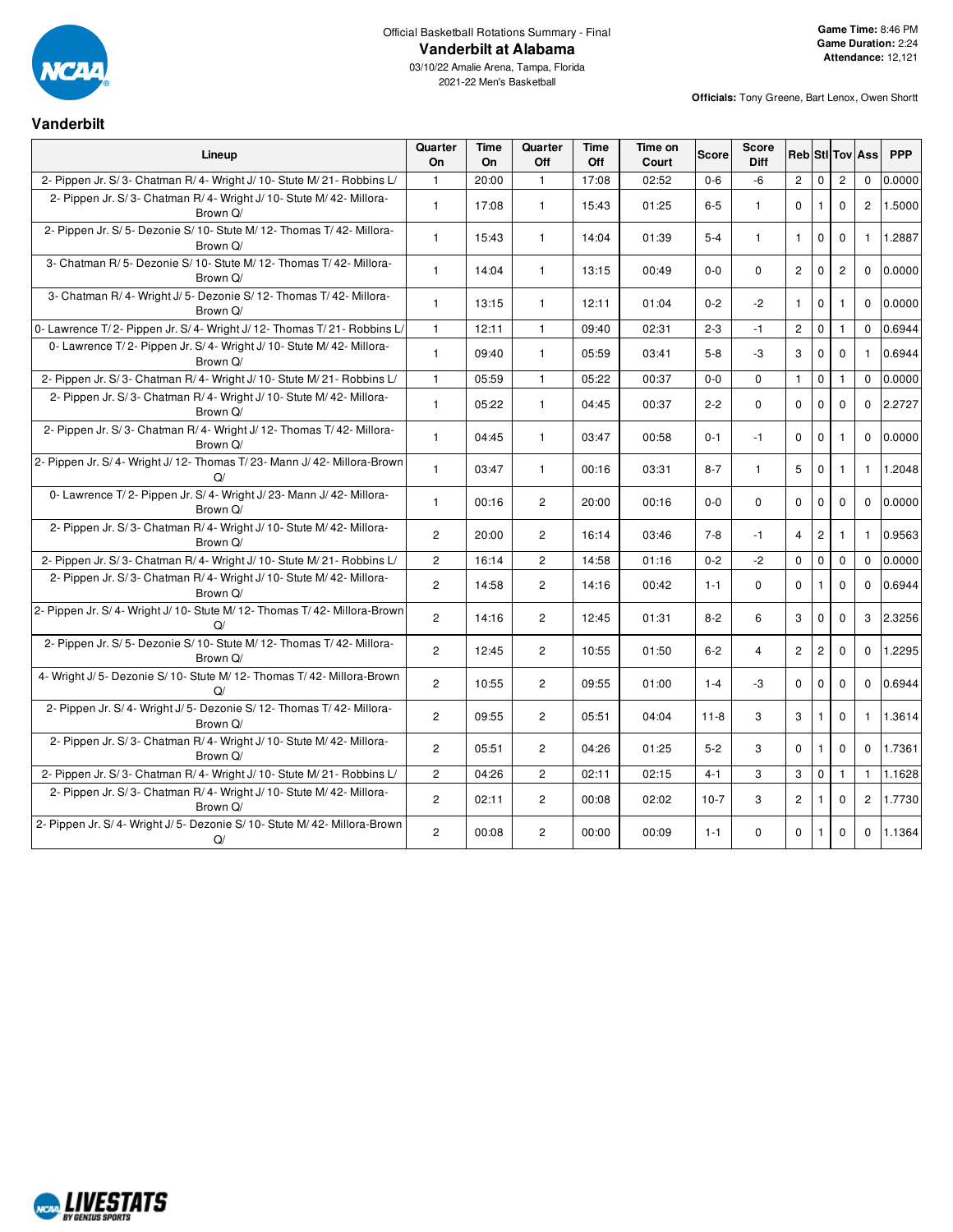Official Basketball Rotations Summary - Final

# Vanderbilt at Alabama

03/10/22 Amalie Arena, Tampa, Florida
2021-22 Men's Basketball

**Game Time:** 8:46 PM
**Game Duration:** 2:24
**Attendance:** 12,121

**Officials:** Tony Greene, Bart Lenox, Owen Shortt

## Vanderbilt

| Lineup | Quarter On | Time On | Quarter Off | Time Off | Time on Court | Score | Score Diff | Reb | Stl | Tov | Ass | PPP |
|---|---|---|---|---|---|---|---|---|---|---|---|---|
| 2- Pippen Jr. S/ 3- Chatman R/ 4- Wright J/ 10- Stute M/ 21- Robbins L/ | 1 | 20:00 | 1 | 17:08 | 02:52 | 0-6 | -6 | 2 | 0 | 2 | 0 | 0.0000 |
| 2- Pippen Jr. S/ 3- Chatman R/ 4- Wright J/ 10- Stute M/ 42- Millora-Brown Q/ | 1 | 17:08 | 1 | 15:43 | 01:25 | 6-5 | 1 | 0 | 1 | 0 | 2 | 1.5000 |
| 2- Pippen Jr. S/ 5- Dezonie S/ 10- Stute M/ 12- Thomas T/ 42- Millora-Brown Q/ | 1 | 15:43 | 1 | 14:04 | 01:39 | 5-4 | 1 | 1 | 0 | 0 | 1 | 1.2887 |
| 3- Chatman R/ 5- Dezonie S/ 10- Stute M/ 12- Thomas T/ 42- Millora-Brown Q/ | 1 | 14:04 | 1 | 13:15 | 00:49 | 0-0 | 0 | 2 | 0 | 2 | 0 | 0.0000 |
| 3- Chatman R/ 4- Wright J/ 5- Dezonie S/ 12- Thomas T/ 42- Millora-Brown Q/ | 1 | 13:15 | 1 | 12:11 | 01:04 | 0-2 | -2 | 1 | 0 | 1 | 0 | 0.0000 |
| 0- Lawrence T/ 2- Pippen Jr. S/ 4- Wright J/ 12- Thomas T/ 21- Robbins L/ | 1 | 12:11 | 1 | 09:40 | 02:31 | 2-3 | -1 | 2 | 0 | 1 | 0 | 0.6944 |
| 0- Lawrence T/ 2- Pippen Jr. S/ 4- Wright J/ 10- Stute M/ 42- Millora-Brown Q/ | 1 | 09:40 | 1 | 05:59 | 03:41 | 5-8 | -3 | 3 | 0 | 0 | 1 | 0.6944 |
| 2- Pippen Jr. S/ 3- Chatman R/ 4- Wright J/ 10- Stute M/ 21- Robbins L/ | 1 | 05:59 | 1 | 05:22 | 00:37 | 0-0 | 0 | 1 | 0 | 1 | 0 | 0.0000 |
| 2- Pippen Jr. S/ 3- Chatman R/ 4- Wright J/ 10- Stute M/ 42- Millora-Brown Q/ | 1 | 05:22 | 1 | 04:45 | 00:37 | 2-2 | 0 | 0 | 0 | 0 | 0 | 2.2727 |
| 2- Pippen Jr. S/ 3- Chatman R/ 4- Wright J/ 12- Thomas T/ 42- Millora-Brown Q/ | 1 | 04:45 | 1 | 03:47 | 00:58 | 0-1 | -1 | 0 | 0 | 1 | 0 | 0.0000 |
| 2- Pippen Jr. S/ 4- Wright J/ 12- Thomas T/ 23- Mann J/ 42- Millora-Brown Q/ | 1 | 03:47 | 1 | 00:16 | 03:31 | 8-7 | 1 | 5 | 0 | 1 | 1 | 1.2048 |
| 0- Lawrence T/ 2- Pippen Jr. S/ 4- Wright J/ 23- Mann J/ 42- Millora-Brown Q/ | 1 | 00:16 | 2 | 20:00 | 00:16 | 0-0 | 0 | 0 | 0 | 0 | 0 | 0.0000 |
| 2- Pippen Jr. S/ 3- Chatman R/ 4- Wright J/ 10- Stute M/ 42- Millora-Brown Q/ | 2 | 20:00 | 2 | 16:14 | 03:46 | 7-8 | -1 | 4 | 2 | 1 | 1 | 0.9563 |
| 2- Pippen Jr. S/ 3- Chatman R/ 4- Wright J/ 10- Stute M/ 21- Robbins L/ | 2 | 16:14 | 2 | 14:58 | 01:16 | 0-2 | -2 | 0 | 0 | 0 | 0 | 0.0000 |
| 2- Pippen Jr. S/ 3- Chatman R/ 4- Wright J/ 10- Stute M/ 42- Millora-Brown Q/ | 2 | 14:58 | 2 | 14:16 | 00:42 | 1-1 | 0 | 0 | 1 | 0 | 0 | 0.6944 |
| 2- Pippen Jr. S/ 4- Wright J/ 10- Stute M/ 12- Thomas T/ 42- Millora-Brown Q/ | 2 | 14:16 | 2 | 12:45 | 01:31 | 8-2 | 6 | 3 | 0 | 0 | 3 | 2.3256 |
| 2- Pippen Jr. S/ 5- Dezonie S/ 10- Stute M/ 12- Thomas T/ 42- Millora-Brown Q/ | 2 | 12:45 | 2 | 10:55 | 01:50 | 6-2 | 4 | 2 | 2 | 0 | 0 | 1.2295 |
| 4- Wright J/ 5- Dezonie S/ 10- Stute M/ 12- Thomas T/ 42- Millora-Brown Q/ | 2 | 10:55 | 2 | 09:55 | 01:00 | 1-4 | -3 | 0 | 0 | 0 | 0 | 0.6944 |
| 2- Pippen Jr. S/ 4- Wright J/ 5- Dezonie S/ 12- Thomas T/ 42- Millora-Brown Q/ | 2 | 09:55 | 2 | 05:51 | 04:04 | 11-8 | 3 | 3 | 1 | 0 | 1 | 1.3614 |
| 2- Pippen Jr. S/ 3- Chatman R/ 4- Wright J/ 10- Stute M/ 42- Millora-Brown Q/ | 2 | 05:51 | 2 | 04:26 | 01:25 | 5-2 | 3 | 0 | 1 | 0 | 0 | 1.7361 |
| 2- Pippen Jr. S/ 3- Chatman R/ 4- Wright J/ 10- Stute M/ 21- Robbins L/ | 2 | 04:26 | 2 | 02:11 | 02:15 | 4-1 | 3 | 3 | 0 | 1 | 1 | 1.1628 |
| 2- Pippen Jr. S/ 3- Chatman R/ 4- Wright J/ 10- Stute M/ 42- Millora-Brown Q/ | 2 | 02:11 | 2 | 00:08 | 02:02 | 10-7 | 3 | 2 | 1 | 0 | 2 | 1.7730 |
| 2- Pippen Jr. S/ 4- Wright J/ 5- Dezonie S/ 10- Stute M/ 42- Millora-Brown Q/ | 2 | 00:08 | 2 | 00:00 | 00:09 | 1-1 | 0 | 0 | 1 | 0 | 0 | 1.1364 |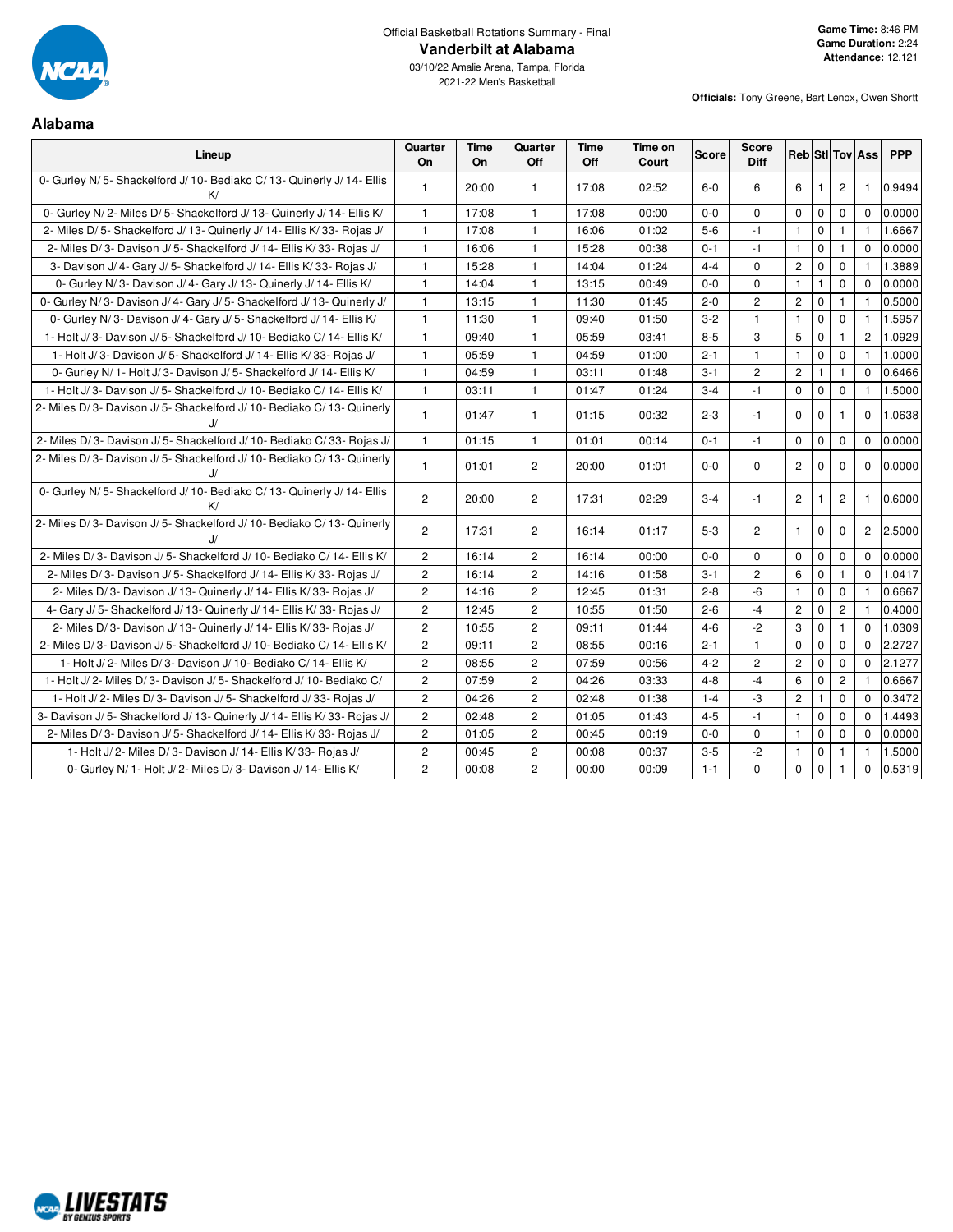Official Basketball Rotations Summary - Final

# Vanderbilt at Alabama

03/10/22 Amalie Arena, Tampa, Florida
2021-22 Men's Basketball

**Game Time:** 8:46 PM
**Game Duration:** 2:24
**Attendance:** 12,121

**Officials:** Tony Greene, Bart Lenox, Owen Shortt

## Alabama

| Lineup | Quarter On | Time On | Quarter Off | Time Off | Time on Court | Score | Score Diff | Reb | Stl | Tov | Ass | PPP |
|---|---|---|---|---|---|---|---|---|---|---|---|---|
| 0- Gurley N/ 5- Shackelford J/ 10- Bediako C/ 13- Quinerly J/ 14- Ellis K/ | 1 | 20:00 | 1 | 17:08 | 02:52 | 6-0 | 6 | 6 | 1 | 2 | 1 | 0.9494 |
| 0- Gurley N/ 2- Miles D/ 5- Shackelford J/ 13- Quinerly J/ 14- Ellis K/ | 1 | 17:08 | 1 | 17:08 | 00:00 | 0-0 | 0 | 0 | 0 | 0 | 0 | 0.0000 |
| 2- Miles D/ 5- Shackelford J/ 13- Quinerly J/ 14- Ellis K/ 33- Rojas J/ | 1 | 17:08 | 1 | 16:06 | 01:02 | 5-6 | -1 | 1 | 0 | 1 | 1 | 1.6667 |
| 2- Miles D/ 3- Davison J/ 5- Shackelford J/ 14- Ellis K/ 33- Rojas J/ | 1 | 16:06 | 1 | 15:28 | 00:38 | 0-1 | -1 | 1 | 0 | 1 | 0 | 0.0000 |
| 3- Davison J/ 4- Gary J/ 5- Shackelford J/ 14- Ellis K/ 33- Rojas J/ | 1 | 15:28 | 1 | 14:04 | 01:24 | 4-4 | 0 | 2 | 0 | 0 | 1 | 1.3889 |
| 0- Gurley N/ 3- Davison J/ 4- Gary J/ 13- Quinerly J/ 14- Ellis K/ | 1 | 14:04 | 1 | 13:15 | 00:49 | 0-0 | 0 | 1 | 1 | 0 | 0 | 0.0000 |
| 0- Gurley N/ 3- Davison J/ 4- Gary J/ 5- Shackelford J/ 13- Quinerly J/ | 1 | 13:15 | 1 | 11:30 | 01:45 | 2-0 | 2 | 2 | 0 | 1 | 1 | 0.5000 |
| 0- Gurley N/ 3- Davison J/ 4- Gary J/ 5- Shackelford J/ 14- Ellis K/ | 1 | 11:30 | 1 | 09:40 | 01:50 | 3-2 | 1 | 1 | 0 | 0 | 1 | 1.5957 |
| 1- Holt J/ 3- Davison J/ 5- Shackelford J/ 10- Bediako C/ 14- Ellis K/ | 1 | 09:40 | 1 | 05:59 | 03:41 | 8-5 | 3 | 5 | 0 | 1 | 2 | 1.0929 |
| 1- Holt J/ 3- Davison J/ 5- Shackelford J/ 14- Ellis K/ 33- Rojas J/ | 1 | 05:59 | 1 | 04:59 | 01:00 | 2-1 | 1 | 1 | 0 | 0 | 1 | 1.0000 |
| 0- Gurley N/ 1- Holt J/ 3- Davison J/ 5- Shackelford J/ 14- Ellis K/ | 1 | 04:59 | 1 | 03:11 | 01:48 | 3-1 | 2 | 2 | 1 | 1 | 0 | 0.6466 |
| 1- Holt J/ 3- Davison J/ 5- Shackelford J/ 10- Bediako C/ 14- Ellis K/ | 1 | 03:11 | 1 | 01:47 | 01:24 | 3-4 | -1 | 0 | 0 | 0 | 1 | 1.5000 |
| 2- Miles D/ 3- Davison J/ 5- Shackelford J/ 10- Bediako C/ 13- Quinerly J/ | 1 | 01:47 | 1 | 01:15 | 00:32 | 2-3 | -1 | 0 | 0 | 1 | 0 | 1.0638 |
| 2- Miles D/ 3- Davison J/ 5- Shackelford J/ 10- Bediako C/ 33- Rojas J/ | 1 | 01:15 | 1 | 01:01 | 00:14 | 0-1 | -1 | 0 | 0 | 0 | 0 | 0.0000 |
| 2- Miles D/ 3- Davison J/ 5- Shackelford J/ 10- Bediako C/ 13- Quinerly J/ | 1 | 01:01 | 2 | 20:00 | 01:01 | 0-0 | 0 | 2 | 0 | 0 | 0 | 0.0000 |
| 0- Gurley N/ 5- Shackelford J/ 10- Bediako C/ 13- Quinerly J/ 14- Ellis K/ | 2 | 20:00 | 2 | 17:31 | 02:29 | 3-4 | -1 | 2 | 1 | 2 | 1 | 0.6000 |
| 2- Miles D/ 3- Davison J/ 5- Shackelford J/ 10- Bediako C/ 13- Quinerly J/ | 2 | 17:31 | 2 | 16:14 | 01:17 | 5-3 | 2 | 1 | 0 | 0 | 2 | 2.5000 |
| 2- Miles D/ 3- Davison J/ 5- Shackelford J/ 10- Bediako C/ 14- Ellis K/ | 2 | 16:14 | 2 | 16:14 | 00:00 | 0-0 | 0 | 0 | 0 | 0 | 0 | 0.0000 |
| 2- Miles D/ 3- Davison J/ 5- Shackelford J/ 14- Ellis K/ 33- Rojas J/ | 2 | 16:14 | 2 | 14:16 | 01:58 | 3-1 | 2 | 6 | 0 | 1 | 0 | 1.0417 |
| 2- Miles D/ 3- Davison J/ 13- Quinerly J/ 14- Ellis K/ 33- Rojas J/ | 2 | 14:16 | 2 | 12:45 | 01:31 | 2-8 | -6 | 1 | 0 | 0 | 1 | 0.6667 |
| 4- Gary J/ 5- Shackelford J/ 13- Quinerly J/ 14- Ellis K/ 33- Rojas J/ | 2 | 12:45 | 2 | 10:55 | 01:50 | 2-6 | -4 | 2 | 0 | 2 | 1 | 0.4000 |
| 2- Miles D/ 3- Davison J/ 13- Quinerly J/ 14- Ellis K/ 33- Rojas J/ | 2 | 10:55 | 2 | 09:11 | 01:44 | 4-6 | -2 | 3 | 0 | 1 | 0 | 1.0309 |
| 2- Miles D/ 3- Davison J/ 5- Shackelford J/ 10- Bediako C/ 14- Ellis K/ | 2 | 09:11 | 2 | 08:55 | 00:16 | 2-1 | 1 | 0 | 0 | 0 | 0 | 2.2727 |
| 1- Holt J/ 2- Miles D/ 3- Davison J/ 10- Bediako C/ 14- Ellis K/ | 2 | 08:55 | 2 | 07:59 | 00:56 | 4-2 | 2 | 2 | 0 | 0 | 0 | 2.1277 |
| 1- Holt J/ 2- Miles D/ 3- Davison J/ 5- Shackelford J/ 10- Bediako C/ | 2 | 07:59 | 2 | 04:26 | 03:33 | 4-8 | -4 | 6 | 0 | 2 | 1 | 0.6667 |
| 1- Holt J/ 2- Miles D/ 3- Davison J/ 5- Shackelford J/ 33- Rojas J/ | 2 | 04:26 | 2 | 02:48 | 01:38 | 1-4 | -3 | 2 | 1 | 0 | 0 | 0.3472 |
| 3- Davison J/ 5- Shackelford J/ 13- Quinerly J/ 14- Ellis K/ 33- Rojas J/ | 2 | 02:48 | 2 | 01:05 | 01:43 | 4-5 | -1 | 1 | 0 | 0 | 0 | 1.4493 |
| 2- Miles D/ 3- Davison J/ 5- Shackelford J/ 14- Ellis K/ 33- Rojas J/ | 2 | 01:05 | 2 | 00:45 | 00:19 | 0-0 | 0 | 1 | 0 | 0 | 0 | 0.0000 |
| 1- Holt J/ 2- Miles D/ 3- Davison J/ 14- Ellis K/ 33- Rojas J/ | 2 | 00:45 | 2 | 00:08 | 00:37 | 3-5 | -2 | 1 | 0 | 1 | 1 | 1.5000 |
| 0- Gurley N/ 1- Holt J/ 2- Miles D/ 3- Davison J/ 14- Ellis K/ | 2 | 00:08 | 2 | 00:00 | 00:09 | 1-1 | 0 | 0 | 0 | 1 | 0 | 0.5319 |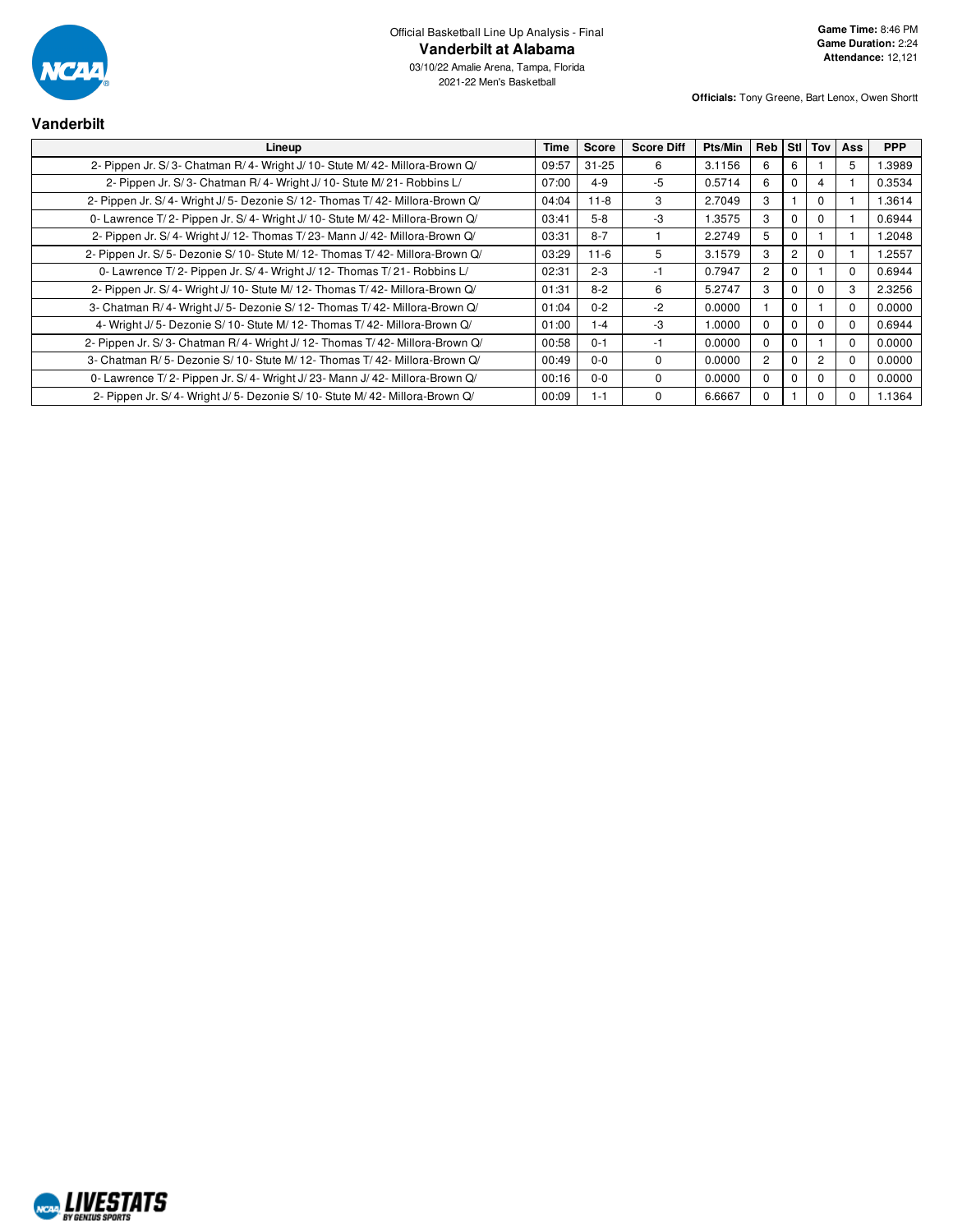Official Basketball Line Up Analysis - Final

# Vanderbilt at Alabama

03/10/22 Amalie Arena, Tampa, Florida
2021-22 Men's Basketball

**Game Time:** 8:46 PM
**Game Duration:** 2:24
**Attendance:** 12,121

**Officials:** Tony Greene, Bart Lenox, Owen Shortt

## Vanderbilt

| Lineup | Time | Score | Score Diff | Pts/Min | Reb | Stl | Tov | Ass | PPP |
|---|---|---|---|---|---|---|---|---|---|
| 2- Pippen Jr. S/ 3- Chatman R/ 4- Wright J/ 10- Stute M/ 42- Millora-Brown Q/ | 09:57 | 31-25 | 6 | 3.1156 | 6 | 6 | 1 | 5 | 1.3989 |
| 2- Pippen Jr. S/ 3- Chatman R/ 4- Wright J/ 10- Stute M/ 21- Robbins L/ | 07:00 | 4-9 | -5 | 0.5714 | 6 | 0 | 4 | 1 | 0.3534 |
| 2- Pippen Jr. S/ 4- Wright J/ 5- Dezonie S/ 12- Thomas T/ 42- Millora-Brown Q/ | 04:04 | 11-8 | 3 | 2.7049 | 3 | 1 | 0 | 1 | 1.3614 |
| 0- Lawrence T/ 2- Pippen Jr. S/ 4- Wright J/ 10- Stute M/ 42- Millora-Brown Q/ | 03:41 | 5-8 | -3 | 1.3575 | 3 | 0 | 0 | 1 | 0.6944 |
| 2- Pippen Jr. S/ 4- Wright J/ 12- Thomas T/ 23- Mann J/ 42- Millora-Brown Q/ | 03:31 | 8-7 | 1 | 2.2749 | 5 | 0 | 1 | 1 | 1.2048 |
| 2- Pippen Jr. S/ 5- Dezonie S/ 10- Stute M/ 12- Thomas T/ 42- Millora-Brown Q/ | 03:29 | 11-6 | 5 | 3.1579 | 3 | 2 | 0 | 1 | 1.2557 |
| 0- Lawrence T/ 2- Pippen Jr. S/ 4- Wright J/ 12- Thomas T/ 21- Robbins L/ | 02:31 | 2-3 | -1 | 0.7947 | 2 | 0 | 1 | 0 | 0.6944 |
| 2- Pippen Jr. S/ 4- Wright J/ 10- Stute M/ 12- Thomas T/ 42- Millora-Brown Q/ | 01:31 | 8-2 | 6 | 5.2747 | 3 | 0 | 0 | 3 | 2.3256 |
| 3- Chatman R/ 4- Wright J/ 5- Dezonie S/ 12- Thomas T/ 42- Millora-Brown Q/ | 01:04 | 0-2 | -2 | 0.0000 | 1 | 0 | 1 | 0 | 0.0000 |
| 4- Wright J/ 5- Dezonie S/ 10- Stute M/ 12- Thomas T/ 42- Millora-Brown Q/ | 01:00 | 1-4 | -3 | 1.0000 | 0 | 0 | 0 | 0 | 0.6944 |
| 2- Pippen Jr. S/ 3- Chatman R/ 4- Wright J/ 12- Thomas T/ 42- Millora-Brown Q/ | 00:58 | 0-1 | -1 | 0.0000 | 0 | 0 | 1 | 0 | 0.0000 |
| 3- Chatman R/ 5- Dezonie S/ 10- Stute M/ 12- Thomas T/ 42- Millora-Brown Q/ | 00:49 | 0-0 | 0 | 0.0000 | 2 | 0 | 2 | 0 | 0.0000 |
| 0- Lawrence T/ 2- Pippen Jr. S/ 4- Wright J/ 23- Mann J/ 42- Millora-Brown Q/ | 00:16 | 0-0 | 0 | 0.0000 | 0 | 0 | 0 | 0 | 0.0000 |
| 2- Pippen Jr. S/ 4- Wright J/ 5- Dezonie S/ 10- Stute M/ 42- Millora-Brown Q/ | 00:09 | 1-1 | 0 | 6.6667 | 0 | 1 | 0 | 0 | 1.1364 |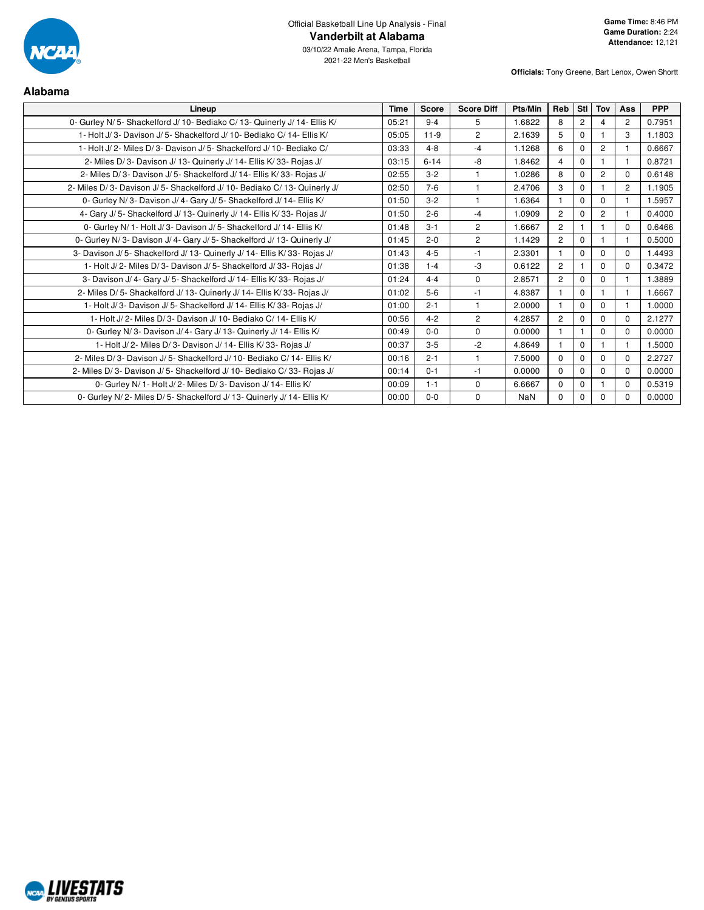Official Basketball Line Up Analysis - Final

# Vanderbilt at Alabama

03/10/22 Amalie Arena, Tampa, Florida

2021-22 Men's Basketball

**Game Time:** 8:46 PM
**Game Duration:** 2:24
**Attendance:** 12,121

**Officials:** Tony Greene, Bart Lenox, Owen Shortt

## Alabama

| Lineup | Time | Score | Score Diff | Pts/Min | Reb | Stl | Tov | Ass | PPP |
|---|---|---|---|---|---|---|---|---|---|
| 0- Gurley N/ 5- Shackelford J/ 10- Bediako C/ 13- Quinerly J/ 14- Ellis K/ | 05:21 | 9-4 | 5 | 1.6822 | 8 | 2 | 4 | 2 | 0.7951 |
| 1- Holt J/ 3- Davison J/ 5- Shackelford J/ 10- Bediako C/ 14- Ellis K/ | 05:05 | 11-9 | 2 | 2.1639 | 5 | 0 | 1 | 3 | 1.1803 |
| 1- Holt J/ 2- Miles D/ 3- Davison J/ 5- Shackelford J/ 10- Bediako C/ | 03:33 | 4-8 | -4 | 1.1268 | 6 | 0 | 2 | 1 | 0.6667 |
| 2- Miles D/ 3- Davison J/ 13- Quinerly J/ 14- Ellis K/ 33- Rojas J/ | 03:15 | 6-14 | -8 | 1.8462 | 4 | 0 | 1 | 1 | 0.8721 |
| 2- Miles D/ 3- Davison J/ 5- Shackelford J/ 14- Ellis K/ 33- Rojas J/ | 02:55 | 3-2 | 1 | 1.0286 | 8 | 0 | 2 | 0 | 0.6148 |
| 2- Miles D/ 3- Davison J/ 5- Shackelford J/ 10- Bediako C/ 13- Quinerly J/ | 02:50 | 7-6 | 1 | 2.4706 | 3 | 0 | 1 | 2 | 1.1905 |
| 0- Gurley N/ 3- Davison J/ 4- Gary J/ 5- Shackelford J/ 14- Ellis K/ | 01:50 | 3-2 | 1 | 1.6364 | 1 | 0 | 0 | 1 | 1.5957 |
| 4- Gary J/ 5- Shackelford J/ 13- Quinerly J/ 14- Ellis K/ 33- Rojas J/ | 01:50 | 2-6 | -4 | 1.0909 | 2 | 0 | 2 | 1 | 0.4000 |
| 0- Gurley N/ 1- Holt J/ 3- Davison J/ 5- Shackelford J/ 14- Ellis K/ | 01:48 | 3-1 | 2 | 1.6667 | 2 | 1 | 1 | 0 | 0.6466 |
| 0- Gurley N/ 3- Davison J/ 4- Gary J/ 5- Shackelford J/ 13- Quinerly J/ | 01:45 | 2-0 | 2 | 1.1429 | 2 | 0 | 1 | 1 | 0.5000 |
| 3- Davison J/ 5- Shackelford J/ 13- Quinerly J/ 14- Ellis K/ 33- Rojas J/ | 01:43 | 4-5 | -1 | 2.3301 | 1 | 0 | 0 | 0 | 1.4493 |
| 1- Holt J/ 2- Miles D/ 3- Davison J/ 5- Shackelford J/ 33- Rojas J/ | 01:38 | 1-4 | -3 | 0.6122 | 2 | 1 | 0 | 0 | 0.3472 |
| 3- Davison J/ 4- Gary J/ 5- Shackelford J/ 14- Ellis K/ 33- Rojas J/ | 01:24 | 4-4 | 0 | 2.8571 | 2 | 0 | 0 | 1 | 1.3889 |
| 2- Miles D/ 5- Shackelford J/ 13- Quinerly J/ 14- Ellis K/ 33- Rojas J/ | 01:02 | 5-6 | -1 | 4.8387 | 1 | 0 | 1 | 1 | 1.6667 |
| 1- Holt J/ 3- Davison J/ 5- Shackelford J/ 14- Ellis K/ 33- Rojas J/ | 01:00 | 2-1 | 1 | 2.0000 | 1 | 0 | 0 | 1 | 1.0000 |
| 1- Holt J/ 2- Miles D/ 3- Davison J/ 10- Bediako C/ 14- Ellis K/ | 00:56 | 4-2 | 2 | 4.2857 | 2 | 0 | 0 | 0 | 2.1277 |
| 0- Gurley N/ 3- Davison J/ 4- Gary J/ 13- Quinerly J/ 14- Ellis K/ | 00:49 | 0-0 | 0 | 0.0000 | 1 | 1 | 0 | 0 | 0.0000 |
| 1- Holt J/ 2- Miles D/ 3- Davison J/ 14- Ellis K/ 33- Rojas J/ | 00:37 | 3-5 | -2 | 4.8649 | 1 | 0 | 1 | 1 | 1.5000 |
| 2- Miles D/ 3- Davison J/ 5- Shackelford J/ 10- Bediako C/ 14- Ellis K/ | 00:16 | 2-1 | 1 | 7.5000 | 0 | 0 | 0 | 0 | 2.2727 |
| 2- Miles D/ 3- Davison J/ 5- Shackelford J/ 10- Bediako C/ 33- Rojas J/ | 00:14 | 0-1 | -1 | 0.0000 | 0 | 0 | 0 | 0 | 0.0000 |
| 0- Gurley N/ 1- Holt J/ 2- Miles D/ 3- Davison J/ 14- Ellis K/ | 00:09 | 1-1 | 0 | 6.6667 | 0 | 0 | 1 | 0 | 0.5319 |
| 0- Gurley N/ 2- Miles D/ 5- Shackelford J/ 13- Quinerly J/ 14- Ellis K/ | 00:00 | 0-0 | 0 | NaN | 0 | 0 | 0 | 0 | 0.0000 |